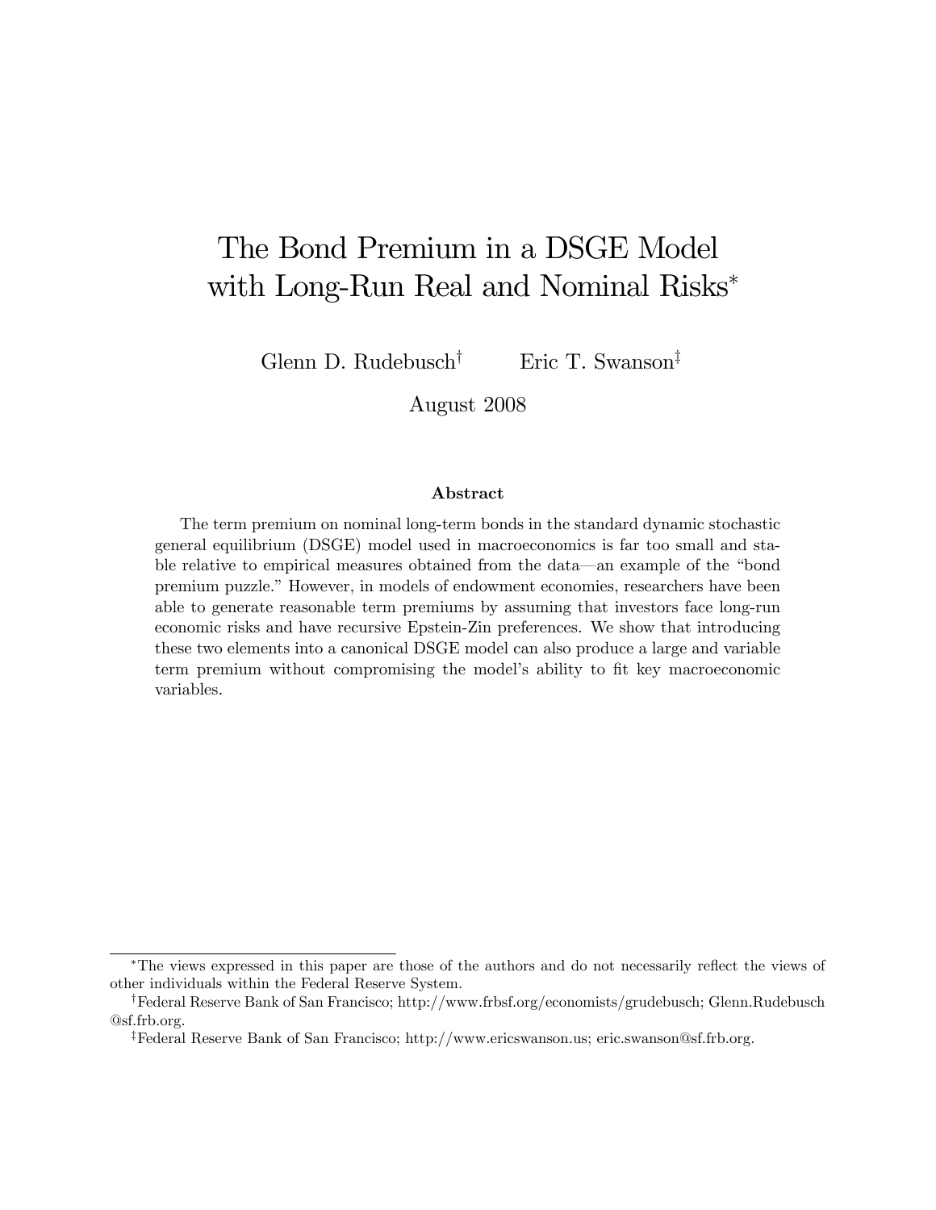# The Bond Premium in a DSGE Model with Long-Run Real and Nominal Risks*

Glenn D. Rudebusch[†] Eric T. Swanson[‡]

August 2008

## Abstract

The term premium on nominal long-term bonds in the standard dynamic stochastic general equilibrium (DSGE) model used in macroeconomics is far too small and stable relative to empirical measures obtained from the data—an example of the "bond premium puzzle." However, in models of endowment economies, researchers have been able to generate reasonable term premiums by assuming that investors face long-run economic risks and have recursive Epstein-Zin preferences. We show that introducing these two elements into a canonical DSGE model can also produce a large and variable term premium without compromising the model's ability to fit key macroeconomic variables.

---

*The views expressed in this paper are those of the authors and do not necessarily reflect the views of other individuals within the Federal Reserve System.

[†]Federal Reserve Bank of San Francisco; http://www.frbsf.org/economists/grudebusch; Glenn.Rudebusch@sf.frb.org.

[‡]Federal Reserve Bank of San Francisco; http://www.ericswanson.us; eric.swanson@sf.frb.org.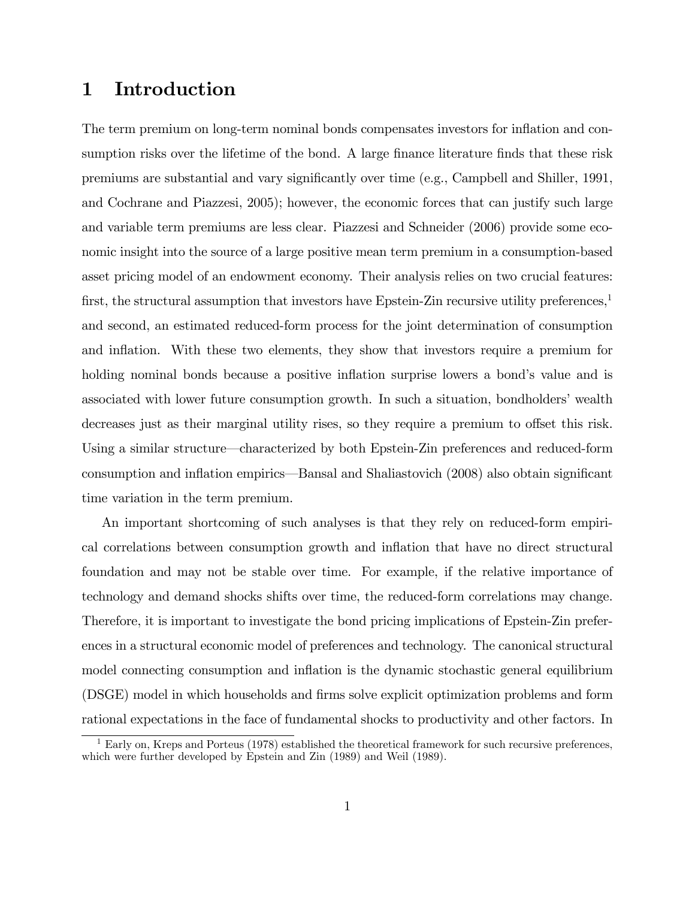# 1 Introduction

The term premium on long-term nominal bonds compensates investors for inflation and consumption risks over the lifetime of the bond. A large finance literature finds that these risk premiums are substantial and vary significantly over time (e.g., Campbell and Shiller, 1991, and Cochrane and Piazzesi, 2005); however, the economic forces that can justify such large and variable term premiums are less clear. Piazzesi and Schneider (2006) provide some economic insight into the source of a large positive mean term premium in a consumption-based asset pricing model of an endowment economy. Their analysis relies on two crucial features: first, the structural assumption that investors have Epstein-Zin recursive utility preferences,[1] and second, an estimated reduced-form process for the joint determination of consumption and inflation. With these two elements, they show that investors require a premium for holding nominal bonds because a positive inflation surprise lowers a bond's value and is associated with lower future consumption growth. In such a situation, bondholders' wealth decreases just as their marginal utility rises, so they require a premium to offset this risk. Using a similar structure—characterized by both Epstein-Zin preferences and reduced-form consumption and inflation empirics—Bansal and Shaliastovich (2008) also obtain significant time variation in the term premium.

An important shortcoming of such analyses is that they rely on reduced-form empirical correlations between consumption growth and inflation that have no direct structural foundation and may not be stable over time. For example, if the relative importance of technology and demand shocks shifts over time, the reduced-form correlations may change. Therefore, it is important to investigate the bond pricing implications of Epstein-Zin preferences in a structural economic model of preferences and technology. The canonical structural model connecting consumption and inflation is the dynamic stochastic general equilibrium (DSGE) model in which households and firms solve explicit optimization problems and form rational expectations in the face of fundamental shocks to productivity and other factors. In

[1] Early on, Kreps and Porteus (1978) established the theoretical framework for such recursive preferences, which were further developed by Epstein and Zin (1989) and Weil (1989).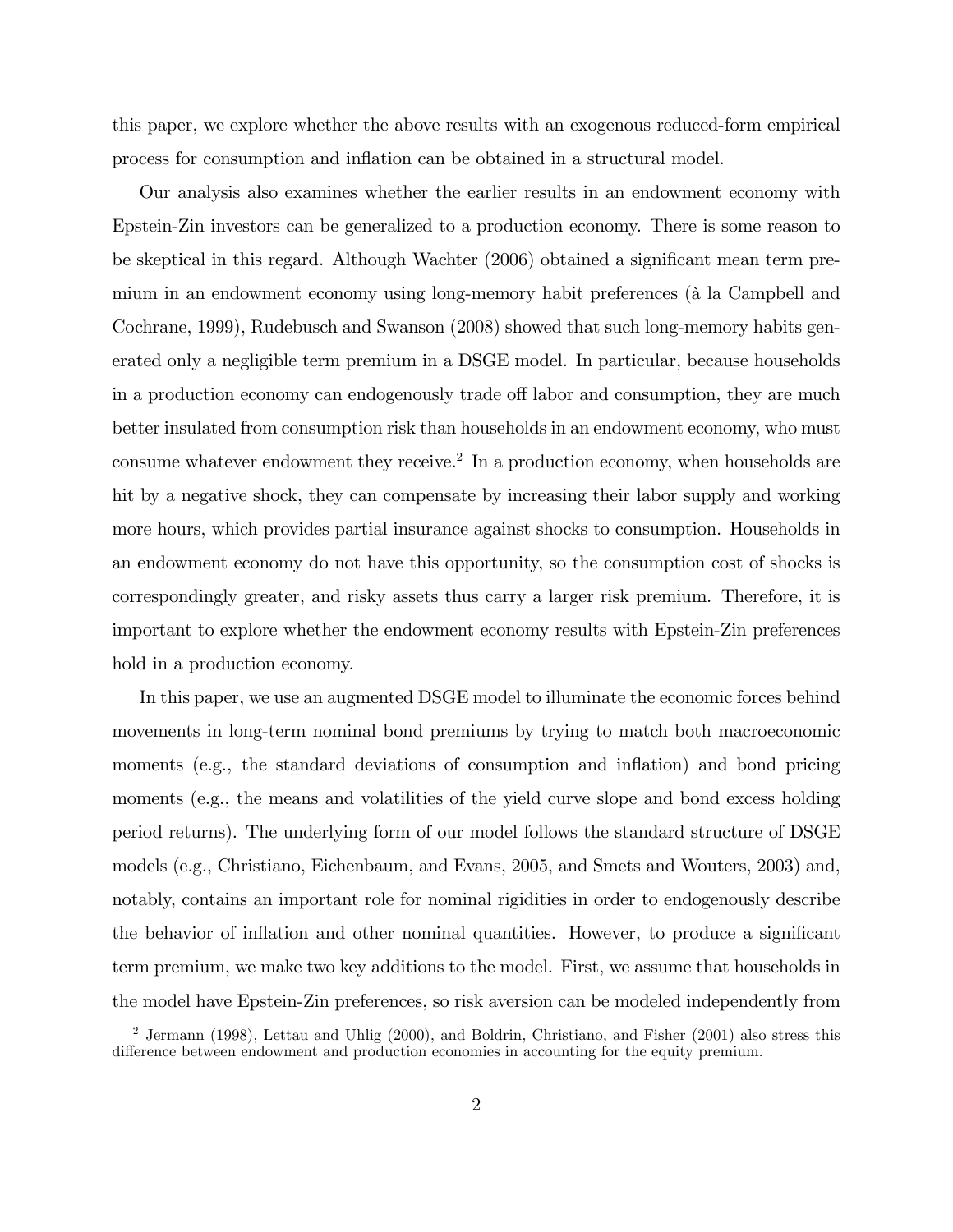this paper, we explore whether the above results with an exogenous reduced-form empirical process for consumption and inflation can be obtained in a structural model.

Our analysis also examines whether the earlier results in an endowment economy with Epstein-Zin investors can be generalized to a production economy. There is some reason to be skeptical in this regard. Although Wachter (2006) obtained a significant mean term premium in an endowment economy using long-memory habit preferences (à la Campbell and Cochrane, 1999), Rudebusch and Swanson (2008) showed that such long-memory habits generated only a negligible term premium in a DSGE model. In particular, because households in a production economy can endogenously trade off labor and consumption, they are much better insulated from consumption risk than households in an endowment economy, who must consume whatever endowment they receive.[2] In a production economy, when households are hit by a negative shock, they can compensate by increasing their labor supply and working more hours, which provides partial insurance against shocks to consumption. Households in an endowment economy do not have this opportunity, so the consumption cost of shocks is correspondingly greater, and risky assets thus carry a larger risk premium. Therefore, it is important to explore whether the endowment economy results with Epstein-Zin preferences hold in a production economy.

In this paper, we use an augmented DSGE model to illuminate the economic forces behind movements in long-term nominal bond premiums by trying to match both macroeconomic moments (e.g., the standard deviations of consumption and inflation) and bond pricing moments (e.g., the means and volatilities of the yield curve slope and bond excess holding period returns). The underlying form of our model follows the standard structure of DSGE models (e.g., Christiano, Eichenbaum, and Evans, 2005, and Smets and Wouters, 2003) and, notably, contains an important role for nominal rigidities in order to endogenously describe the behavior of inflation and other nominal quantities. However, to produce a significant term premium, we make two key additions to the model. First, we assume that households in the model have Epstein-Zin preferences, so risk aversion can be modeled independently from

[2] Jermann (1998), Lettau and Uhlig (2000), and Boldrin, Christiano, and Fisher (2001) also stress this difference between endowment and production economies in accounting for the equity premium.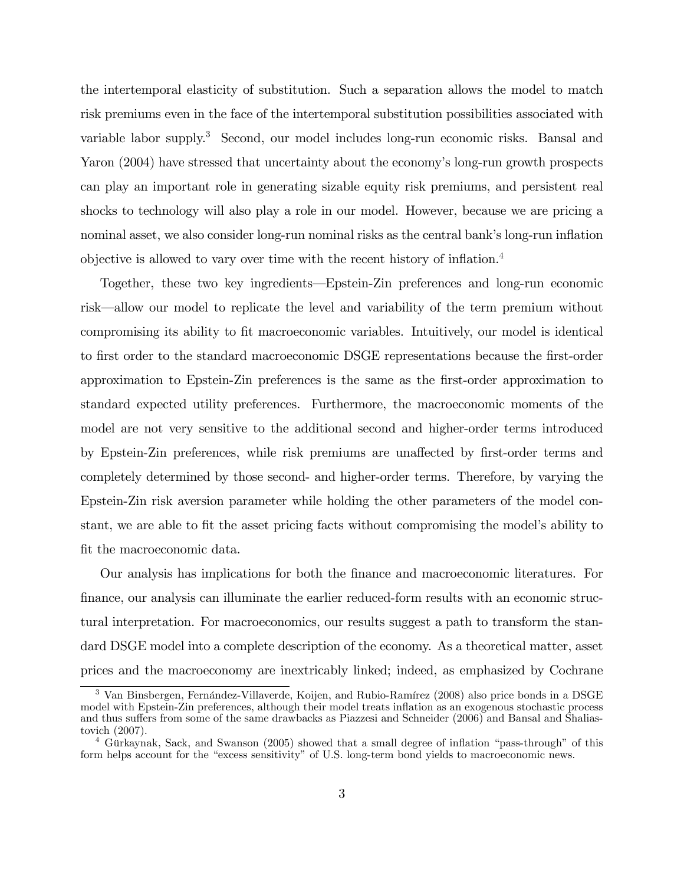the intertemporal elasticity of substitution. Such a separation allows the model to match risk premiums even in the face of the intertemporal substitution possibilities associated with variable labor supply.[3] Second, our model includes long-run economic risks. Bansal and Yaron (2004) have stressed that uncertainty about the economy's long-run growth prospects can play an important role in generating sizable equity risk premiums, and persistent real shocks to technology will also play a role in our model. However, because we are pricing a nominal asset, we also consider long-run nominal risks as the central bank's long-run inflation objective is allowed to vary over time with the recent history of inflation.[4]

Together, these two key ingredients—Epstein-Zin preferences and long-run economic risk—allow our model to replicate the level and variability of the term premium without compromising its ability to fit macroeconomic variables. Intuitively, our model is identical to first order to the standard macroeconomic DSGE representations because the first-order approximation to Epstein-Zin preferences is the same as the first-order approximation to standard expected utility preferences. Furthermore, the macroeconomic moments of the model are not very sensitive to the additional second and higher-order terms introduced by Epstein-Zin preferences, while risk premiums are unaffected by first-order terms and completely determined by those second- and higher-order terms. Therefore, by varying the Epstein-Zin risk aversion parameter while holding the other parameters of the model constant, we are able to fit the asset pricing facts without compromising the model's ability to fit the macroeconomic data.

Our analysis has implications for both the finance and macroeconomic literatures. For finance, our analysis can illuminate the earlier reduced-form results with an economic structural interpretation. For macroeconomics, our results suggest a path to transform the standard DSGE model into a complete description of the economy. As a theoretical matter, asset prices and the macroeconomy are inextricably linked; indeed, as emphasized by Cochrane

[3] Van Binsbergen, Fernández-Villaverde, Koijen, and Rubio-Ramírez (2008) also price bonds in a DSGE model with Epstein-Zin preferences, although their model treats inflation as an exogenous stochastic process and thus suffers from some of the same drawbacks as Piazzesi and Schneider (2006) and Bansal and Shaliastovich (2007).

[4] Gürkaynak, Sack, and Swanson (2005) showed that a small degree of inflation "pass-through" of this form helps account for the "excess sensitivity" of U.S. long-term bond yields to macroeconomic news.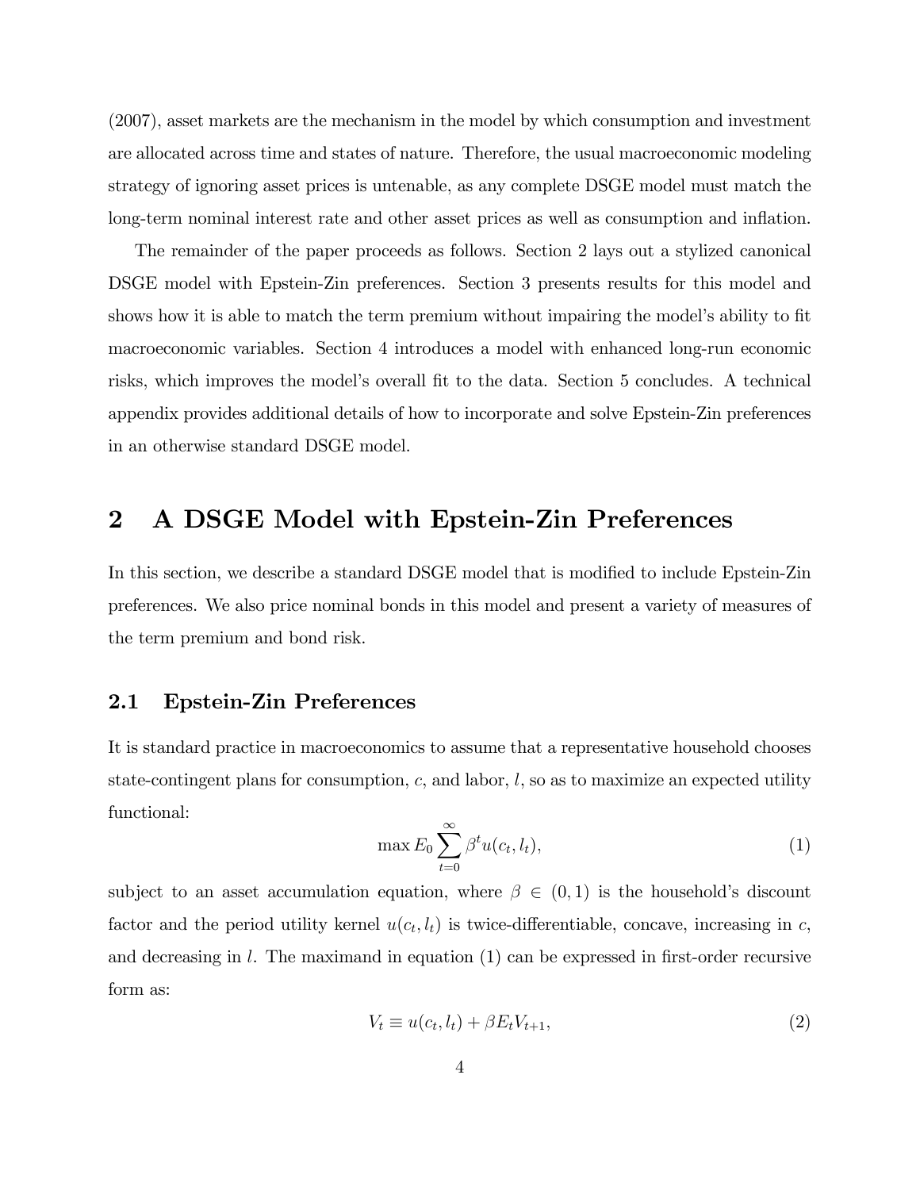(2007), asset markets are the mechanism in the model by which consumption and investment are allocated across time and states of nature. Therefore, the usual macroeconomic modeling strategy of ignoring asset prices is untenable, as any complete DSGE model must match the long-term nominal interest rate and other asset prices as well as consumption and inflation.

The remainder of the paper proceeds as follows. Section 2 lays out a stylized canonical DSGE model with Epstein-Zin preferences. Section 3 presents results for this model and shows how it is able to match the term premium without impairing the model's ability to fit macroeconomic variables. Section 4 introduces a model with enhanced long-run economic risks, which improves the model's overall fit to the data. Section 5 concludes. A technical appendix provides additional details of how to incorporate and solve Epstein-Zin preferences in an otherwise standard DSGE model.

# 2 A DSGE Model with Epstein-Zin Preferences

In this section, we describe a standard DSGE model that is modified to include Epstein-Zin preferences. We also price nominal bonds in this model and present a variety of measures of the term premium and bond risk.

## 2.1 Epstein-Zin Preferences

It is standard practice in macroeconomics to assume that a representative household chooses state-contingent plans for consumption, $c$, and labor, $l$, so as to maximize an expected utility functional:

$$\max E_0 \sum_{t=0}^{\infty} \beta^t u(c_t, l_t), \tag{1}$$

subject to an asset accumulation equation, where $\beta \in (0, 1)$ is the household's discount factor and the period utility kernel $u(c_t, l_t)$ is twice-differentiable, concave, increasing in $c$, and decreasing in $l$. The maximand in equation (1) can be expressed in first-order recursive form as:

$$V_t \equiv u(c_t, l_t) + \beta E_t V_{t+1}, \tag{2}$$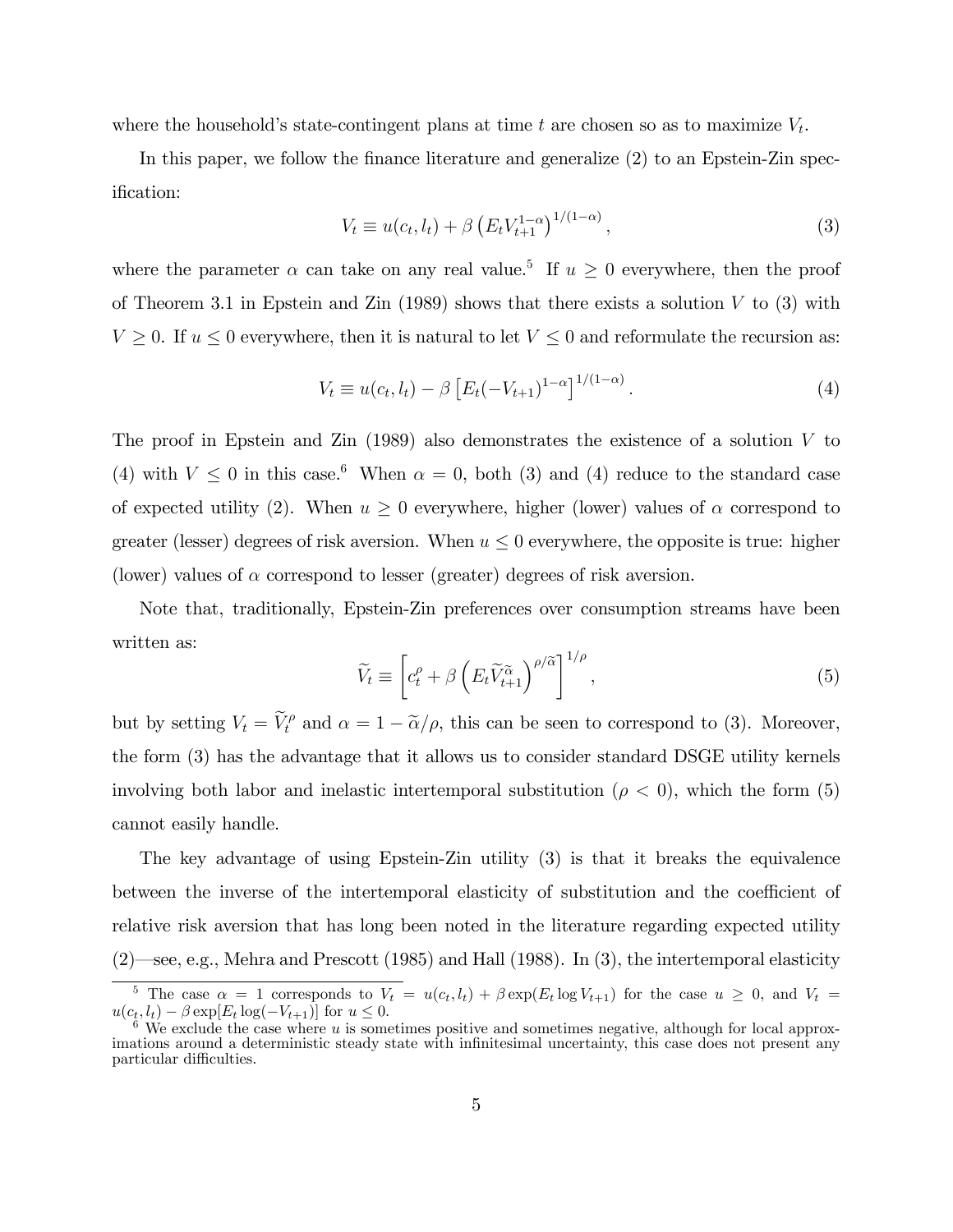where the household's state-contingent plans at time $t$ are chosen so as to maximize $V_t$.

In this paper, we follow the finance literature and generalize (2) to an Epstein-Zin specification:

$$V_t \equiv u(c_t, l_t) + \beta \left( E_t V_{t+1}^{1-\alpha} \right)^{1/(1-\alpha)}, \tag{3}$$

where the parameter $\alpha$ can take on any real value.[5] If $u \geq 0$ everywhere, then the proof of Theorem 3.1 in Epstein and Zin (1989) shows that there exists a solution $V$ to (3) with $V \geq 0$. If $u \leq 0$ everywhere, then it is natural to let $V \leq 0$ and reformulate the recursion as:

$$V_t \equiv u(c_t, l_t) - \beta \left[ E_t (-V_{t+1})^{1-\alpha} \right]^{1/(1-\alpha)}. \tag{4}$$

The proof in Epstein and Zin (1989) also demonstrates the existence of a solution $V$ to (4) with $V \leq 0$ in this case.[6] When $\alpha = 0$, both (3) and (4) reduce to the standard case of expected utility (2). When $u \geq 0$ everywhere, higher (lower) values of $\alpha$ correspond to greater (lesser) degrees of risk aversion. When $u \leq 0$ everywhere, the opposite is true: higher (lower) values of $\alpha$ correspond to lesser (greater) degrees of risk aversion.

Note that, traditionally, Epstein-Zin preferences over consumption streams have been written as:

$$\widetilde{V}_t \equiv \left[ c_t^{\rho} + \beta \left( E_t \widetilde{V}_{t+1}^{\widetilde{\alpha}} \right)^{\rho/\widetilde{\alpha}} \right]^{1/\rho}, \tag{5}$$

but by setting $V_t = \widetilde{V}_t^{\rho}$ and $\alpha = 1 - \widetilde{\alpha}/\rho$, this can be seen to correspond to (3). Moreover, the form (3) has the advantage that it allows us to consider standard DSGE utility kernels involving both labor and inelastic intertemporal substitution ($\rho < 0$), which the form (5) cannot easily handle.

The key advantage of using Epstein-Zin utility (3) is that it breaks the equivalence between the inverse of the intertemporal elasticity of substitution and the coefficient of relative risk aversion that has long been noted in the literature regarding expected utility (2)—see, e.g., Mehra and Prescott (1985) and Hall (1988). In (3), the intertemporal elasticity

[5] The case $\alpha = 1$ corresponds to $V_t = u(c_t, l_t) + \beta \exp(E_t \log V_{t+1})$ for the case $u \geq 0$, and $V_t = u(c_t, l_t) - \beta \exp[E_t \log(-V_{t+1})]$ for $u \leq 0$.

[6] We exclude the case where $u$ is sometimes positive and sometimes negative, although for local approximations around a deterministic steady state with infinitesimal uncertainty, this case does not present any particular difficulties.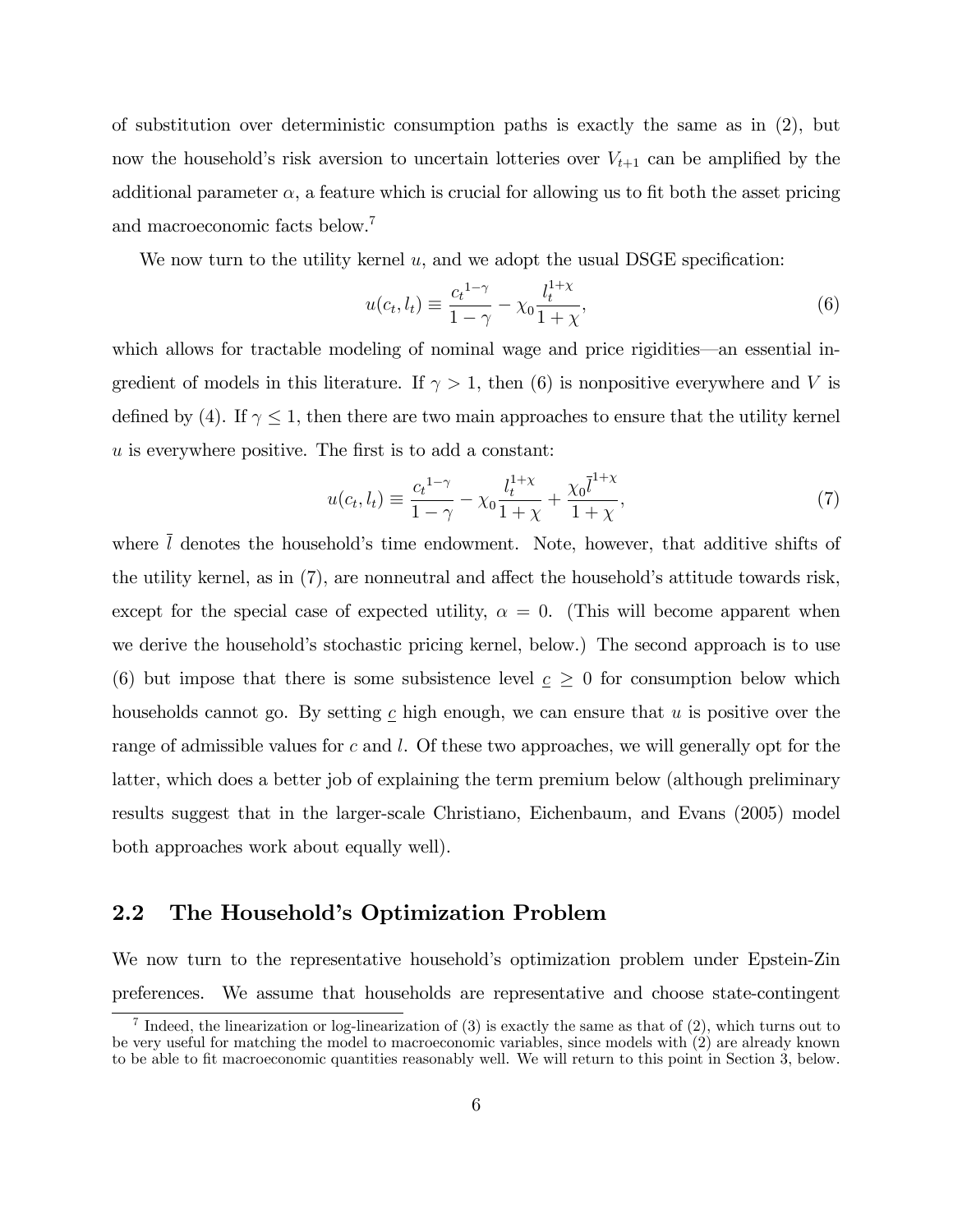of substitution over deterministic consumption paths is exactly the same as in (2), but now the household's risk aversion to uncertain lotteries over $V_{t+1}$ can be amplified by the additional parameter $\alpha$, a feature which is crucial for allowing us to fit both the asset pricing and macroeconomic facts below.[7]

We now turn to the utility kernel $u$, and we adopt the usual DSGE specification:

$$u(c_t, l_t) \equiv \frac{{c_t}^{1-\gamma}}{1-\gamma} - \chi_0 \frac{l_t^{1+\chi}}{1+\chi}, \tag{6}$$

which allows for tractable modeling of nominal wage and price rigidities—an essential ingredient of models in this literature. If $\gamma > 1$, then (6) is nonpositive everywhere and $V$ is defined by (4). If $\gamma \leq 1$, then there are two main approaches to ensure that the utility kernel $u$ is everywhere positive. The first is to add a constant:

$$u(c_t, l_t) \equiv \frac{{c_t}^{1-\gamma}}{1-\gamma} - \chi_0 \frac{l_t^{1+\chi}}{1+\chi} + \frac{\chi_0 \bar{l}^{1+\chi}}{1+\chi}, \tag{7}$$

where $\bar{l}$ denotes the household's time endowment. Note, however, that additive shifts of the utility kernel, as in (7), are nonneutral and affect the household's attitude towards risk, except for the special case of expected utility, $\alpha = 0$. (This will become apparent when we derive the household's stochastic pricing kernel, below.) The second approach is to use (6) but impose that there is some subsistence level $\underline{c} \geq 0$ for consumption below which households cannot go. By setting $\underline{c}$ high enough, we can ensure that $u$ is positive over the range of admissible values for $c$ and $l$. Of these two approaches, we will generally opt for the latter, which does a better job of explaining the term premium below (although preliminary results suggest that in the larger-scale Christiano, Eichenbaum, and Evans (2005) model both approaches work about equally well).

## 2.2 The Household's Optimization Problem

We now turn to the representative household's optimization problem under Epstein-Zin preferences. We assume that households are representative and choose state-contingent

[7] Indeed, the linearization or log-linearization of (3) is exactly the same as that of (2), which turns out to be very useful for matching the model to macroeconomic variables, since models with (2) are already known to be able to fit macroeconomic quantities reasonably well. We will return to this point in Section 3, below.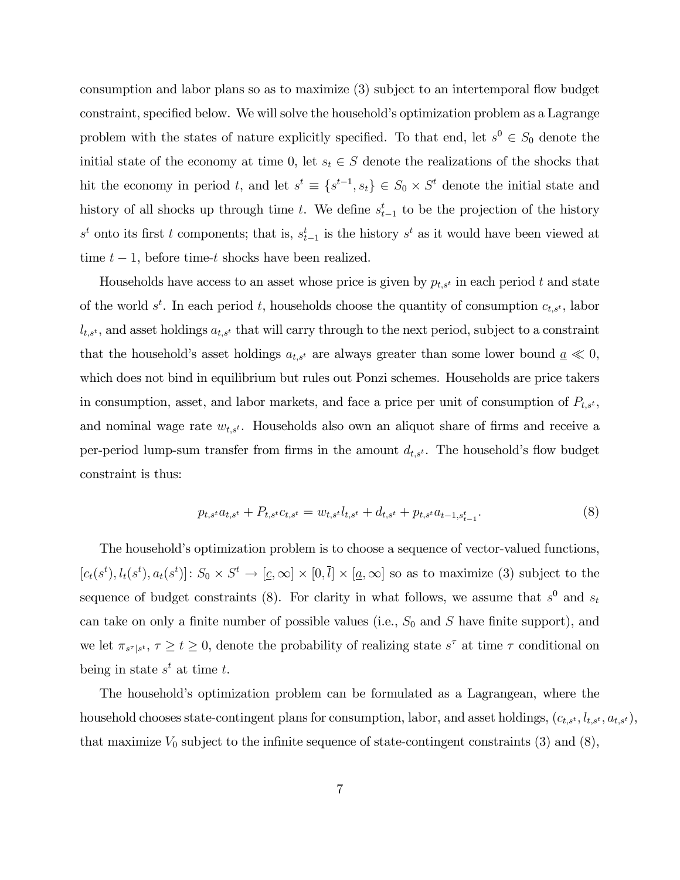consumption and labor plans so as to maximize (3) subject to an intertemporal flow budget constraint, specified below. We will solve the household's optimization problem as a Lagrange problem with the states of nature explicitly specified. To that end, let $s^0 \in S_0$ denote the initial state of the economy at time 0, let $s_t \in S$ denote the realizations of the shocks that hit the economy in period $t$, and let $s^t \equiv \{s^{t-1}, s_t\} \in S_0 \times S^t$ denote the initial state and history of all shocks up through time $t$. We define $s^t_{t-1}$ to be the projection of the history $s^t$ onto its first $t$ components; that is, $s^t_{t-1}$ is the history $s^t$ as it would have been viewed at time $t-1$, before time-$t$ shocks have been realized.

Households have access to an asset whose price is given by $p_{t,s^t}$ in each period $t$ and state of the world $s^t$. In each period $t$, households choose the quantity of consumption $c_{t,s^t}$, labor $l_{t,s^t}$, and asset holdings $a_{t,s^t}$ that will carry through to the next period, subject to a constraint that the household's asset holdings $a_{t,s^t}$ are always greater than some lower bound $\underline{a} \ll 0$, which does not bind in equilibrium but rules out Ponzi schemes. Households are price takers in consumption, asset, and labor markets, and face a price per unit of consumption of $P_{t,s^t}$, and nominal wage rate $w_{t,s^t}$. Households also own an aliquot share of firms and receive a per-period lump-sum transfer from firms in the amount $d_{t,s^t}$. The household's flow budget constraint is thus:

$$p_{t,s^t} a_{t,s^t} + P_{t,s^t} c_{t,s^t} = w_{t,s^t} l_{t,s^t} + d_{t,s^t} + p_{t,s^t} a_{t-1,s^t_{t-1}}. \tag{8}$$

The household's optimization problem is to choose a sequence of vector-valued functions, $[c_t(s^t), l_t(s^t), a_t(s^t)] \colon S_0 \times S^t \to [\underline{c}, \infty] \times [0, \bar{l}] \times [\underline{a}, \infty]$ so as to maximize (3) subject to the sequence of budget constraints (8). For clarity in what follows, we assume that $s^0$ and $s_t$ can take on only a finite number of possible values (i.e., $S_0$ and $S$ have finite support), and we let $\pi_{s^\tau|s^t}$, $\tau \geq t \geq 0$, denote the probability of realizing state $s^\tau$ at time $\tau$ conditional on being in state $s^t$ at time $t$.

The household's optimization problem can be formulated as a Lagrangean, where the household chooses state-contingent plans for consumption, labor, and asset holdings, $(c_{t,s^t}, l_{t,s^t}, a_{t,s^t})$, that maximize $V_0$ subject to the infinite sequence of state-contingent constraints (3) and (8),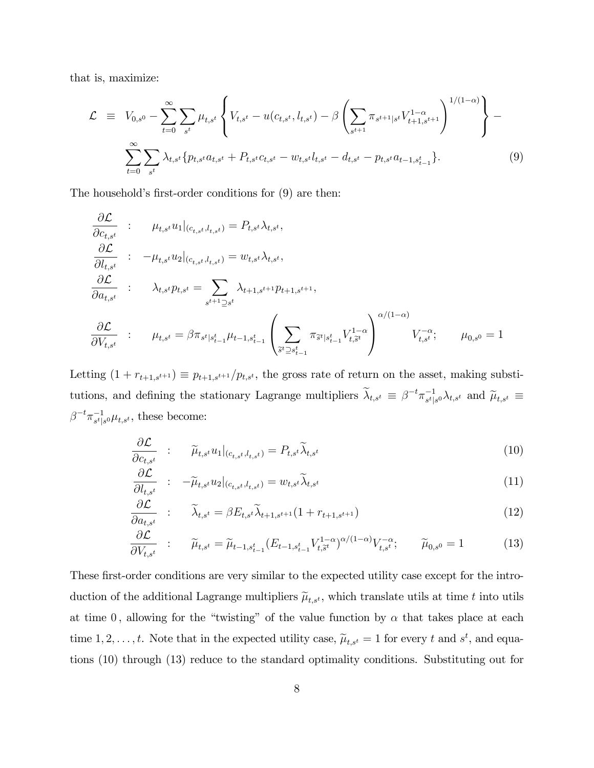that is, maximize:

$$
\begin{aligned}
\mathcal{L} \;\equiv\;& V_{0,s^0} - \sum_{t=0}^{\infty}\sum_{s^t} \mu_{t,s^t}\left\{ V_{t,s^t} - u(c_{t,s^t}, l_{t,s^t}) - \beta\left(\sum_{s^{t+1}} \pi_{s^{t+1}|s^t} V_{t+1,s^{t+1}}^{1-\alpha}\right)^{1/(1-\alpha)}\right\} - \\
& \sum_{t=0}^{\infty}\sum_{s^t} \lambda_{t,s^t}\{p_{t,s^t}a_{t,s^t} + P_{t,s^t}c_{t,s^t} - w_{t,s^t}l_{t,s^t} - d_{t,s^t} - p_{t,s^t}a_{t-1,s^t_{t-1}}\}.
\end{aligned}
\tag{9}
$$

The household's first-order conditions for (9) are then:

$$
\begin{aligned}
\frac{\partial \mathcal{L}}{\partial c_{t,s^t}} &: \quad \mu_{t,s^t} u_1|_{(c_{t,s^t}, l_{t,s^t})} = P_{t,s^t}\lambda_{t,s^t}, \\
\frac{\partial \mathcal{L}}{\partial l_{t,s^t}} &: \quad -\mu_{t,s^t} u_2|_{(c_{t,s^t}, l_{t,s^t})} = w_{t,s^t}\lambda_{t,s^t}, \\
\frac{\partial \mathcal{L}}{\partial a_{t,s^t}} &: \quad \lambda_{t,s^t} p_{t,s^t} = \sum_{s^{t+1}\supseteq s^t} \lambda_{t+1,s^{t+1}} p_{t+1,s^{t+1}}, \\
\frac{\partial \mathcal{L}}{\partial V_{t,s^t}} &: \quad \mu_{t,s^t} = \beta \pi_{s^t|s^t_{t-1}} \mu_{t-1,s^t_{t-1}} \left(\sum_{\widetilde{s}^t \supseteq s^t_{t-1}} \pi_{\widetilde{s}^t|s^t_{t-1}} V_{t,\widetilde{s}^t}^{1-\alpha}\right)^{\alpha/(1-\alpha)} V_{t,s^t}^{-\alpha}; \qquad \mu_{0,s^0} = 1
\end{aligned}
$$

Letting $(1 + r_{t+1,s^{t+1}}) \equiv p_{t+1,s^{t+1}}/p_{t,s^t}$, the gross rate of return on the asset, making substitutions, and defining the stationary Lagrange multipliers $\widetilde{\lambda}_{t,s^t} \equiv \beta^{-t}\pi^{-1}_{s^t|s^0}\lambda_{t,s^t}$ and $\widetilde{\mu}_{t,s^t} \equiv \beta^{-t}\pi^{-1}_{s^t|s^0}\mu_{t,s^t}$, these become:

$$
\frac{\partial \mathcal{L}}{\partial c_{t,s^t}} : \quad \widetilde{\mu}_{t,s^t} u_1|_{(c_{t,s^t}, l_{t,s^t})} = P_{t,s^t}\widetilde{\lambda}_{t,s^t} \tag{10}
$$

$$
\frac{\partial \mathcal{L}}{\partial l_{t,s^t}} : \quad -\widetilde{\mu}_{t,s^t} u_2|_{(c_{t,s^t}, l_{t,s^t})} = w_{t,s^t}\widetilde{\lambda}_{t,s^t} \tag{11}
$$

$$
\frac{\partial \mathcal{L}}{\partial a_{t,s^t}} : \quad \widetilde{\lambda}_{t,s^t} = \beta E_{t,s^t}\widetilde{\lambda}_{t+1,s^{t+1}}(1 + r_{t+1,s^{t+1}}) \tag{12}
$$

$$
\frac{\partial \mathcal{L}}{\partial V_{t,s^t}} : \quad \widetilde{\mu}_{t,s^t} = \widetilde{\mu}_{t-1,s^t_{t-1}}(E_{t-1,s^t_{t-1}} V_{t,\widetilde{s}^t}^{1-\alpha})^{\alpha/(1-\alpha)} V_{t,s^t}^{-\alpha}; \qquad \widetilde{\mu}_{0,s^0} = 1 \tag{13}
$$

These first-order conditions are very similar to the expected utility case except for the introduction of the additional Lagrange multipliers $\widetilde{\mu}_{t,s^t}$, which translate utils at time $t$ into utils at time $0$, allowing for the "twisting" of the value function by $\alpha$ that takes place at each time $1, 2, \ldots, t$. Note that in the expected utility case, $\widetilde{\mu}_{t,s^t} = 1$ for every $t$ and $s^t$, and equations (10) through (13) reduce to the standard optimality conditions. Substituting out for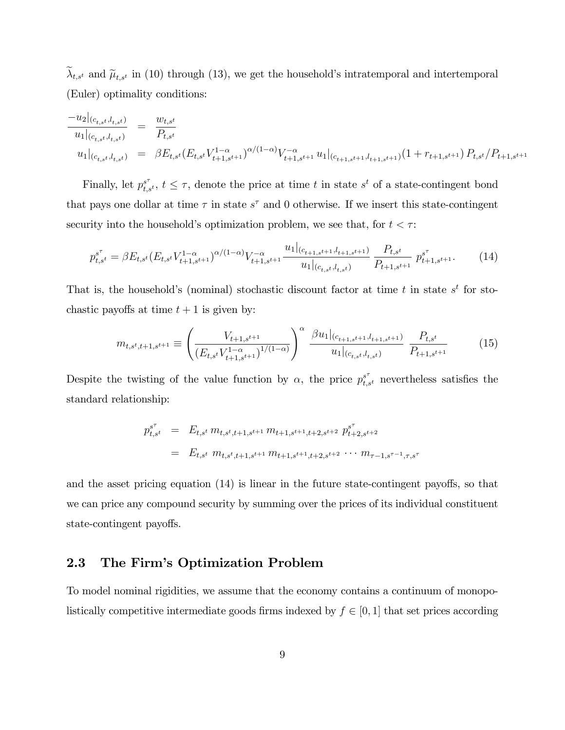$\widetilde{\lambda}_{t,s^t}$ and $\widetilde{\mu}_{t,s^t}$ in (10) through (13), we get the household's intratemporal and intertemporal (Euler) optimality conditions:

$$
\begin{aligned}
\frac{-u_2|_{(c_{t,s^t},l_{t,s^t})}}{u_1|_{(c_{t,s^t},l_{t,s^t})}} &= \frac{w_{t,s^t}}{P_{t,s^t}} \\
u_1|_{(c_{t,s^t},l_{t,s^t})} &= \beta E_{t,s^t}(E_{t,s^t}V_{t+1,s^{t+1}}^{1-\alpha})^{\alpha/(1-\alpha)}V_{t+1,s^{t+1}}^{-\alpha}\, u_1|_{(c_{t+1,s^{t+1}},l_{t+1,s^{t+1}})}(1+r_{t+1,s^{t+1}})\, P_{t,s^t}/P_{t+1,s^{t+1}}
\end{aligned}
$$

Finally, let $p_{t,s^t}^{s^\tau}$, $t \leq \tau$, denote the price at time $t$ in state $s^t$ of a state-contingent bond that pays one dollar at time $\tau$ in state $s^\tau$ and 0 otherwise. If we insert this state-contingent security into the household's optimization problem, we see that, for $t < \tau$:

$$
p_{t,s^t}^{s^\tau} = \beta E_{t,s^t}(E_{t,s^t}V_{t+1,s^{t+1}}^{1-\alpha})^{\alpha/(1-\alpha)}V_{t+1,s^{t+1}}^{-\alpha}\frac{u_1|_{(c_{t+1,s^{t+1}},l_{t+1,s^{t+1}})}}{u_1|_{(c_{t,s^t},l_{t,s^t})}}\,\frac{P_{t,s^t}}{P_{t+1,s^{t+1}}}\; p_{t+1,s^{t+1}}^{s^\tau}. \tag{14}
$$

That is, the household's (nominal) stochastic discount factor at time $t$ in state $s^t$ for stochastic payoffs at time $t+1$ is given by:

$$
m_{t,s^t,t+1,s^{t+1}} \equiv \left(\frac{V_{t+1,s^{t+1}}}{(E_{t,s^t}V_{t+1,s^{t+1}}^{1-\alpha})^{1/(1-\alpha)}}\right)^{\alpha}\,\frac{\beta u_1|_{(c_{t+1,s^{t+1}},l_{t+1,s^{t+1}})}}{u_1|_{(c_{t,s^t},l_{t,s^t})}}\;\frac{P_{t,s^t}}{P_{t+1,s^{t+1}}} \tag{15}
$$

Despite the twisting of the value function by $\alpha$, the price $p_{t,s^t}^{s^\tau}$ nevertheless satisfies the standard relationship:

$$
\begin{aligned}
p_{t,s^t}^{s^\tau} &= E_{t,s^t}\, m_{t,s^t,t+1,s^{t+1}}\, m_{t+1,s^{t+1},t+2,s^{t+2}}\; p_{t+2,s^{t+2}}^{s^\tau} \\
&= E_{t,s^t}\; m_{t,s^t,t+1,s^{t+1}}\, m_{t+1,s^{t+1},t+2,s^{t+2}}\, \cdots\, m_{\tau-1,s^{\tau-1},\tau,s^\tau}
\end{aligned}
$$

and the asset pricing equation (14) is linear in the future state-contingent payoffs, so that we can price any compound security by summing over the prices of its individual constituent state-contingent payoffs.

## 2.3 The Firm's Optimization Problem

To model nominal rigidities, we assume that the economy contains a continuum of monopolistically competitive intermediate goods firms indexed by $f \in [0, 1]$ that set prices according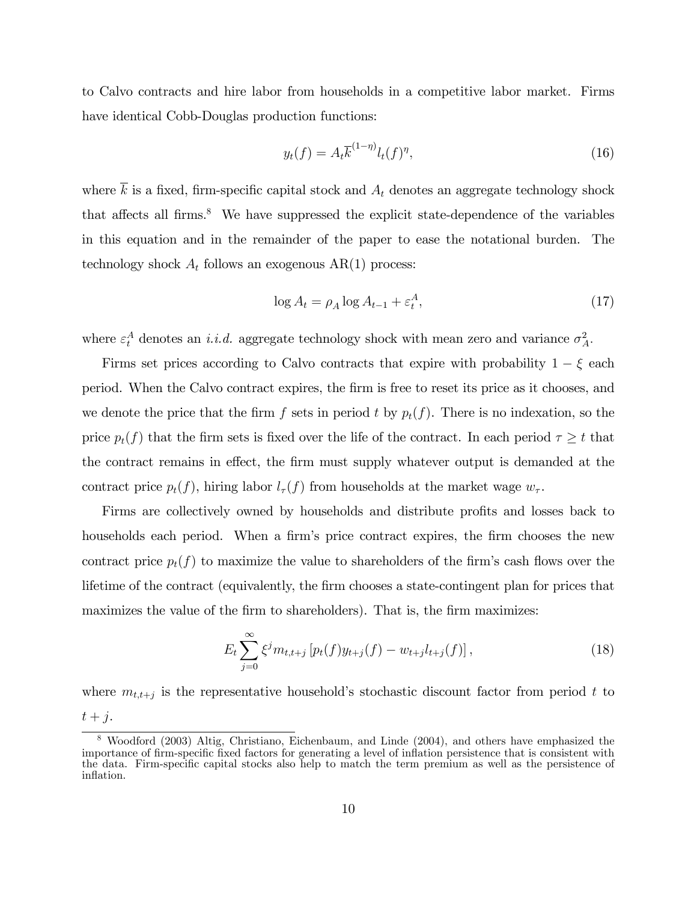to Calvo contracts and hire labor from households in a competitive labor market. Firms have identical Cobb-Douglas production functions:

$$y_t(f) = A_t \overline{k}^{(1-\eta)} l_t(f)^{\eta}, \tag{16}$$

where $\overline{k}$ is a fixed, firm-specific capital stock and $A_t$ denotes an aggregate technology shock that affects all firms.[8] We have suppressed the explicit state-dependence of the variables in this equation and in the remainder of the paper to ease the notational burden. The technology shock $A_t$ follows an exogenous AR(1) process:

$$\log A_t = \rho_A \log A_{t-1} + \varepsilon_t^A, \tag{17}$$

where $\varepsilon_t^A$ denotes an *i.i.d.* aggregate technology shock with mean zero and variance $\sigma_A^2$.

Firms set prices according to Calvo contracts that expire with probability $1 - \xi$ each period. When the Calvo contract expires, the firm is free to reset its price as it chooses, and we denote the price that the firm $f$ sets in period $t$ by $p_t(f)$. There is no indexation, so the price $p_t(f)$ that the firm sets is fixed over the life of the contract. In each period $\tau \geq t$ that the contract remains in effect, the firm must supply whatever output is demanded at the contract price $p_t(f)$, hiring labor $l_\tau(f)$ from households at the market wage $w_\tau$.

Firms are collectively owned by households and distribute profits and losses back to households each period. When a firm's price contract expires, the firm chooses the new contract price $p_t(f)$ to maximize the value to shareholders of the firm's cash flows over the lifetime of the contract (equivalently, the firm chooses a state-contingent plan for prices that maximizes the value of the firm to shareholders). That is, the firm maximizes:

$$E_t \sum_{j=0}^{\infty} \xi^j m_{t,t+j} \left[ p_t(f) y_{t+j}(f) - w_{t+j} l_{t+j}(f) \right], \tag{18}$$

where $m_{t,t+j}$ is the representative household's stochastic discount factor from period $t$ to $t + j$.

[8] Woodford (2003) Altig, Christiano, Eichenbaum, and Linde (2004), and others have emphasized the importance of firm-specific fixed factors for generating a level of inflation persistence that is consistent with the data. Firm-specific capital stocks also help to match the term premium as well as the persistence of inflation.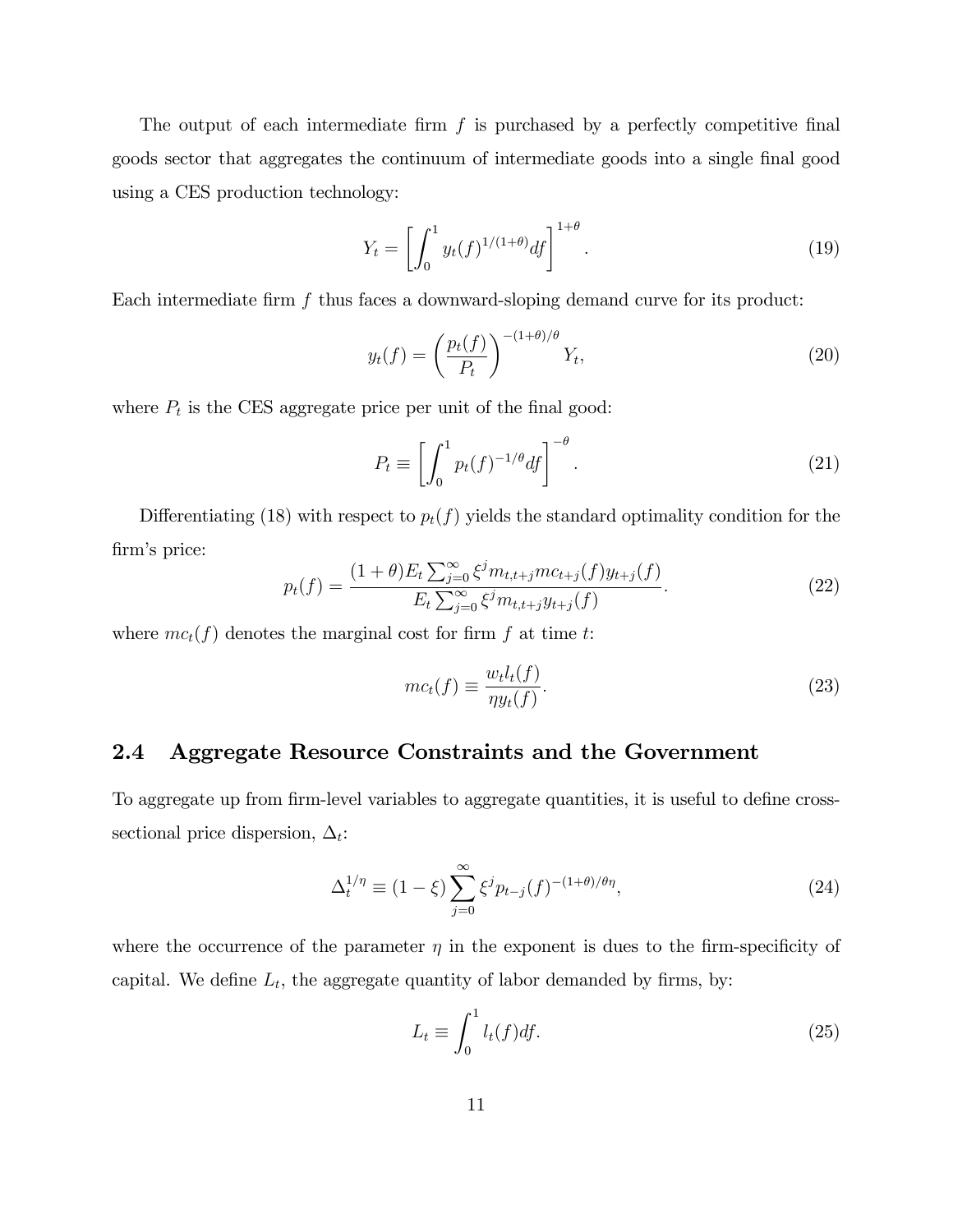The output of each intermediate firm $f$ is purchased by a perfectly competitive final goods sector that aggregates the continuum of intermediate goods into a single final good using a CES production technology:

$$Y_t = \left[ \int_0^1 y_t(f)^{1/(1+\theta)} df \right]^{1+\theta}. \tag{19}$$

Each intermediate firm $f$ thus faces a downward-sloping demand curve for its product:

$$y_t(f) = \left( \frac{p_t(f)}{P_t} \right)^{-(1+\theta)/\theta} Y_t, \tag{20}$$

where $P_t$ is the CES aggregate price per unit of the final good:

$$P_t \equiv \left[ \int_0^1 p_t(f)^{-1/\theta} df \right]^{-\theta}. \tag{21}$$

Differentiating (18) with respect to $p_t(f)$ yields the standard optimality condition for the firm's price:

$$p_t(f) = \frac{(1+\theta) E_t \sum_{j=0}^{\infty} \xi^j m_{t,t+j} mc_{t+j}(f) y_{t+j}(f)}{E_t \sum_{j=0}^{\infty} \xi^j m_{t,t+j} y_{t+j}(f)}. \tag{22}$$

where $mc_t(f)$ denotes the marginal cost for firm $f$ at time $t$:

$$mc_t(f) \equiv \frac{w_t l_t(f)}{\eta y_t(f)}. \tag{23}$$

## 2.4 Aggregate Resource Constraints and the Government

To aggregate up from firm-level variables to aggregate quantities, it is useful to define cross-sectional price dispersion, $\Delta_t$:

$$\Delta_t^{1/\eta} \equiv (1-\xi) \sum_{j=0}^{\infty} \xi^j p_{t-j}(f)^{-(1+\theta)/\theta\eta}, \tag{24}$$

where the occurrence of the parameter $\eta$ in the exponent is dues to the firm-specificity of capital. We define $L_t$, the aggregate quantity of labor demanded by firms, by:

$$L_t \equiv \int_0^1 l_t(f) df. \tag{25}$$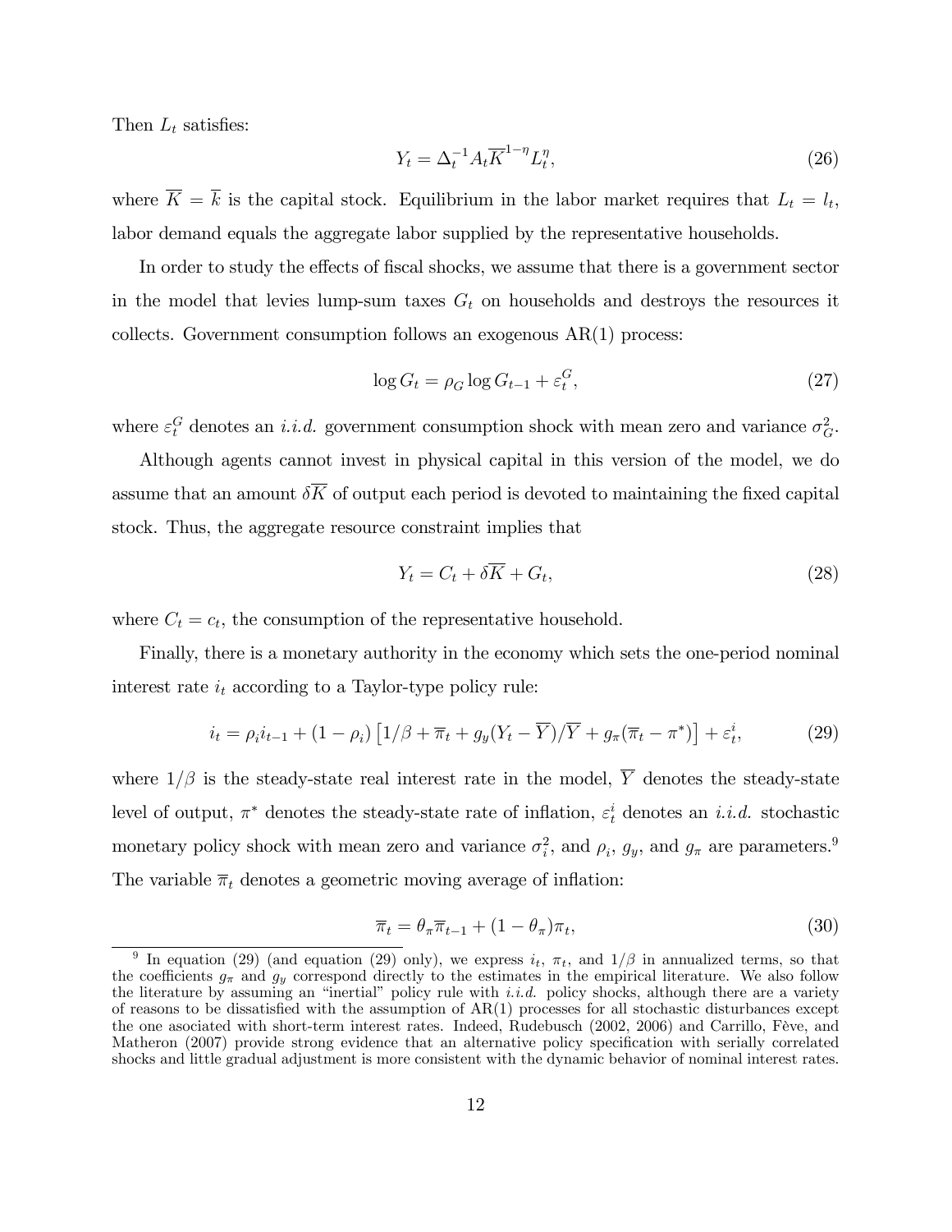Then $L_t$ satisfies:

$$Y_t = \Delta_t^{-1} A_t \overline{K}^{1-\eta} L_t^{\eta}, \tag{26}$$

where $\overline{K} = \overline{k}$ is the capital stock. Equilibrium in the labor market requires that $L_t = l_t$, labor demand equals the aggregate labor supplied by the representative households.

In order to study the effects of fiscal shocks, we assume that there is a government sector in the model that levies lump-sum taxes $G_t$ on households and destroys the resources it collects. Government consumption follows an exogenous AR(1) process:

$$\log G_t = \rho_G \log G_{t-1} + \varepsilon_t^G, \tag{27}$$

where $\varepsilon_t^G$ denotes an *i.i.d.* government consumption shock with mean zero and variance $\sigma_G^2$.

Although agents cannot invest in physical capital in this version of the model, we do assume that an amount $\delta\overline{K}$ of output each period is devoted to maintaining the fixed capital stock. Thus, the aggregate resource constraint implies that

$$Y_t = C_t + \delta\overline{K} + G_t, \tag{28}$$

where $C_t = c_t$, the consumption of the representative household.

Finally, there is a monetary authority in the economy which sets the one-period nominal interest rate $i_t$ according to a Taylor-type policy rule:

$$i_t = \rho_i i_{t-1} + (1 - \rho_i)\left[1/\beta + \overline{\pi}_t + g_y(Y_t - \overline{Y})/\overline{Y} + g_\pi(\overline{\pi}_t - \pi^*)\right] + \varepsilon_t^i, \tag{29}$$

where $1/\beta$ is the steady-state real interest rate in the model, $\overline{Y}$ denotes the steady-state level of output, $\pi^*$ denotes the steady-state rate of inflation, $\varepsilon_t^i$ denotes an *i.i.d.* stochastic monetary policy shock with mean zero and variance $\sigma_i^2$, and $\rho_i$, $g_y$, and $g_\pi$ are parameters.[9] The variable $\overline{\pi}_t$ denotes a geometric moving average of inflation:

$$\overline{\pi}_t = \theta_\pi \overline{\pi}_{t-1} + (1 - \theta_\pi)\pi_t, \tag{30}$$

[9] In equation (29) (and equation (29) only), we express $i_t$, $\pi_t$, and $1/\beta$ in annualized terms, so that the coefficients $g_\pi$ and $g_y$ correspond directly to the estimates in the empirical literature. We also follow the literature by assuming an "inertial" policy rule with *i.i.d.* policy shocks, although there are a variety of reasons to be dissatisfied with the assumption of AR(1) processes for all stochastic disturbances except the one asociated with short-term interest rates. Indeed, Rudebusch (2002, 2006) and Carrillo, Fève, and Matheron (2007) provide strong evidence that an alternative policy specification with serially correlated shocks and little gradual adjustment is more consistent with the dynamic behavior of nominal interest rates.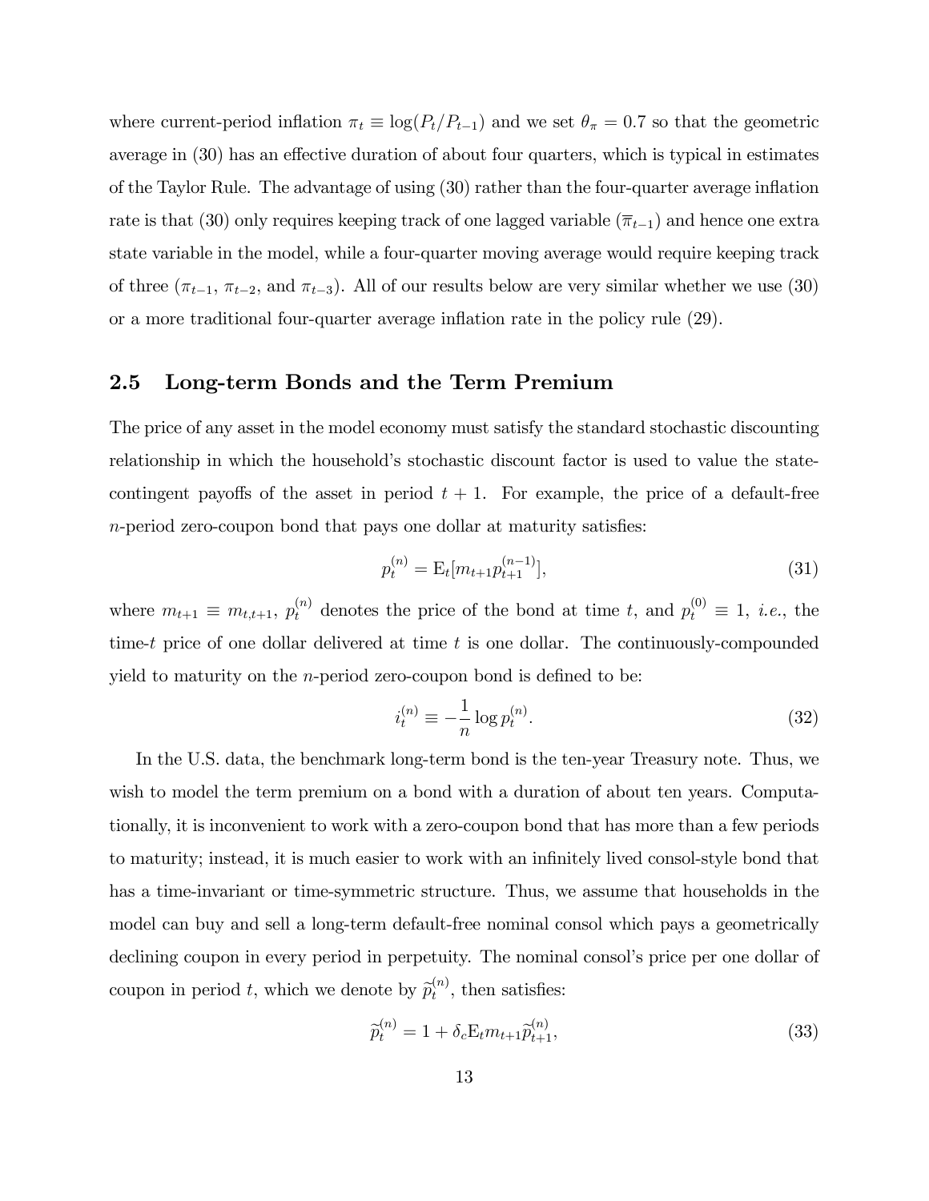where current-period inflation $\pi_t \equiv \log(P_t/P_{t-1})$ and we set $\theta_\pi = 0.7$ so that the geometric average in (30) has an effective duration of about four quarters, which is typical in estimates of the Taylor Rule. The advantage of using (30) rather than the four-quarter average inflation rate is that (30) only requires keeping track of one lagged variable ($\overline{\pi}_{t-1}$) and hence one extra state variable in the model, while a four-quarter moving average would require keeping track of three ($\pi_{t-1}$, $\pi_{t-2}$, and $\pi_{t-3}$). All of our results below are very similar whether we use (30) or a more traditional four-quarter average inflation rate in the policy rule (29).

## 2.5 Long-term Bonds and the Term Premium

The price of any asset in the model economy must satisfy the standard stochastic discounting relationship in which the household's stochastic discount factor is used to value the state-contingent payoffs of the asset in period $t+1$. For example, the price of a default-free $n$-period zero-coupon bond that pays one dollar at maturity satisfies:

$$p_t^{(n)} = \mathrm{E}_t[m_{t+1} p_{t+1}^{(n-1)}], \tag{31}$$

where $m_{t+1} \equiv m_{t,t+1}$, $p_t^{(n)}$ denotes the price of the bond at time $t$, and $p_t^{(0)} \equiv 1$, *i.e.*, the time-$t$ price of one dollar delivered at time $t$ is one dollar. The continuously-compounded yield to maturity on the $n$-period zero-coupon bond is defined to be:

$$i_t^{(n)} \equiv -\frac{1}{n} \log p_t^{(n)}. \tag{32}$$

In the U.S. data, the benchmark long-term bond is the ten-year Treasury note. Thus, we wish to model the term premium on a bond with a duration of about ten years. Computationally, it is inconvenient to work with a zero-coupon bond that has more than a few periods to maturity; instead, it is much easier to work with an infinitely lived consol-style bond that has a time-invariant or time-symmetric structure. Thus, we assume that households in the model can buy and sell a long-term default-free nominal consol which pays a geometrically declining coupon in every period in perpetuity. The nominal consol's price per one dollar of coupon in period $t$, which we denote by $\widetilde{p}_t^{(n)}$, then satisfies:

$$\widetilde{p}_t^{(n)} = 1 + \delta_c \mathrm{E}_t m_{t+1} \widetilde{p}_{t+1}^{(n)}, \tag{33}$$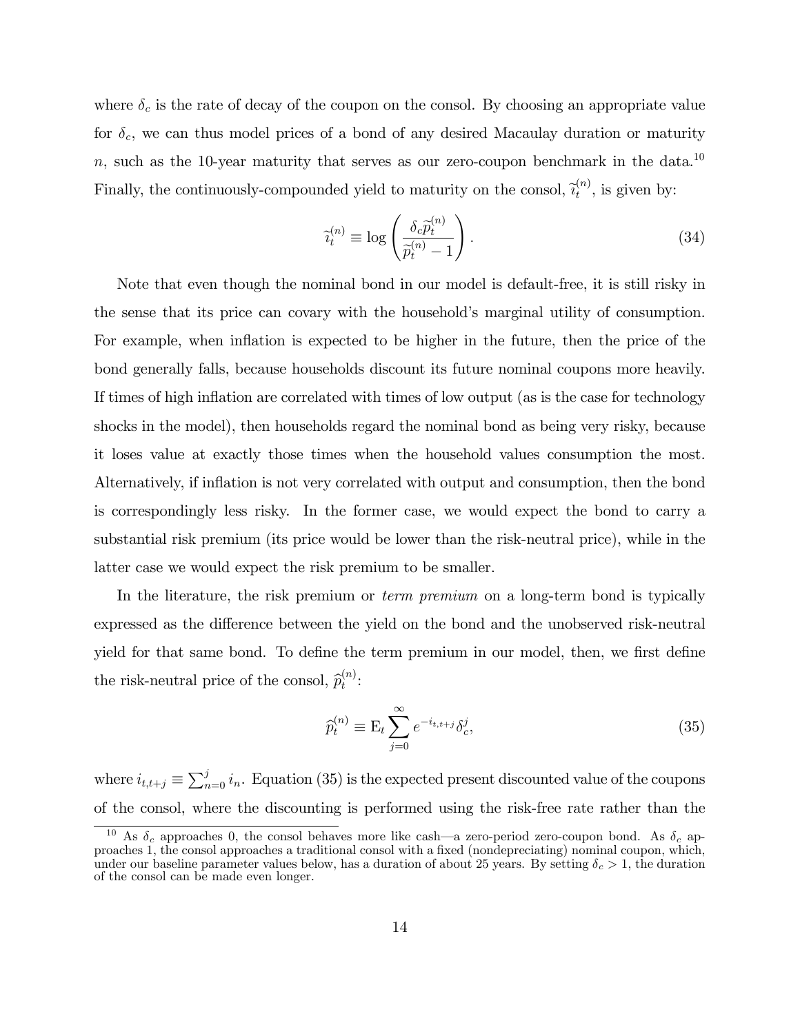where $\delta_c$ is the rate of decay of the coupon on the consol. By choosing an appropriate value for $\delta_c$, we can thus model prices of a bond of any desired Macaulay duration or maturity $n$, such as the 10-year maturity that serves as our zero-coupon benchmark in the data.[10] Finally, the continuously-compounded yield to maturity on the consol, $\widetilde{i}_t^{(n)}$, is given by:

$$\widetilde{i}_t^{(n)} \equiv \log\left(\frac{\delta_c \widetilde{p}_t^{(n)}}{\widetilde{p}_t^{(n)} - 1}\right). \tag{34}$$

Note that even though the nominal bond in our model is default-free, it is still risky in the sense that its price can covary with the household's marginal utility of consumption. For example, when inflation is expected to be higher in the future, then the price of the bond generally falls, because households discount its future nominal coupons more heavily. If times of high inflation are correlated with times of low output (as is the case for technology shocks in the model), then households regard the nominal bond as being very risky, because it loses value at exactly those times when the household values consumption the most. Alternatively, if inflation is not very correlated with output and consumption, then the bond is correspondingly less risky. In the former case, we would expect the bond to carry a substantial risk premium (its price would be lower than the risk-neutral price), while in the latter case we would expect the risk premium to be smaller.

In the literature, the risk premium or *term premium* on a long-term bond is typically expressed as the difference between the yield on the bond and the unobserved risk-neutral yield for that same bond. To define the term premium in our model, then, we first define the risk-neutral price of the consol, $\widehat{p}_t^{(n)}$:

$$\widehat{p}_t^{(n)} \equiv \mathrm{E}_t \sum_{j=0}^{\infty} e^{-i_{t,t+j}} \delta_c^j, \tag{35}$$

where $i_{t,t+j} \equiv \sum_{n=0}^{j} i_n$. Equation (35) is the expected present discounted value of the coupons of the consol, where the discounting is performed using the risk-free rate rather than the

[10] As $\delta_c$ approaches 0, the consol behaves more like cash—a zero-period zero-coupon bond. As $\delta_c$ approaches 1, the consol approaches a traditional consol with a fixed (nondepreciating) nominal coupon, which, under our baseline parameter values below, has a duration of about 25 years. By setting $\delta_c > 1$, the duration of the consol can be made even longer.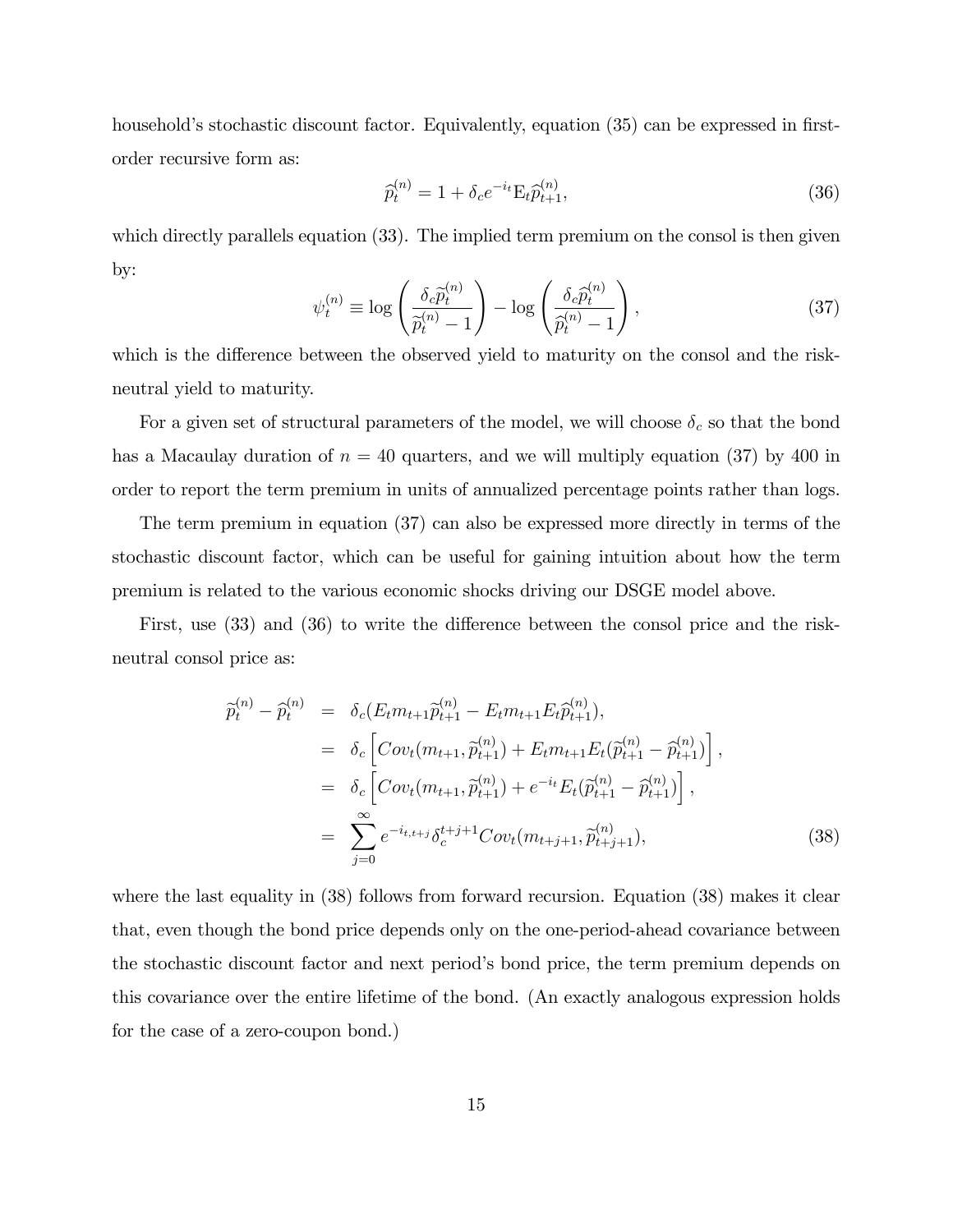household's stochastic discount factor. Equivalently, equation (35) can be expressed in first-order recursive form as:

$$\widehat{p}_t^{(n)} = 1 + \delta_c e^{-i_t} \mathrm{E}_t \widehat{p}_{t+1}^{(n)}, \tag{36}$$

which directly parallels equation (33). The implied term premium on the consol is then given by:

$$\psi_t^{(n)} \equiv \log\left(\frac{\delta_c \widetilde{p}_t^{(n)}}{\widetilde{p}_t^{(n)} - 1}\right) - \log\left(\frac{\delta_c \widehat{p}_t^{(n)}}{\widehat{p}_t^{(n)} - 1}\right), \tag{37}$$

which is the difference between the observed yield to maturity on the consol and the risk-neutral yield to maturity.

For a given set of structural parameters of the model, we will choose $\delta_c$ so that the bond has a Macaulay duration of $n = 40$ quarters, and we will multiply equation (37) by 400 in order to report the term premium in units of annualized percentage points rather than logs.

The term premium in equation (37) can also be expressed more directly in terms of the stochastic discount factor, which can be useful for gaining intuition about how the term premium is related to the various economic shocks driving our DSGE model above.

First, use (33) and (36) to write the difference between the consol price and the risk-neutral consol price as:

$$\begin{aligned}
\widetilde{p}_t^{(n)} - \widehat{p}_t^{(n)} &= \delta_c (E_t m_{t+1} \widetilde{p}_{t+1}^{(n)} - E_t m_{t+1} E_t \widehat{p}_{t+1}^{(n)}), \\
&= \delta_c \left[ Cov_t(m_{t+1}, \widetilde{p}_{t+1}^{(n)}) + E_t m_{t+1} E_t (\widetilde{p}_{t+1}^{(n)} - \widehat{p}_{t+1}^{(n)}) \right], \\
&= \delta_c \left[ Cov_t(m_{t+1}, \widetilde{p}_{t+1}^{(n)}) + e^{-i_t} E_t (\widetilde{p}_{t+1}^{(n)} - \widehat{p}_{t+1}^{(n)}) \right], \\
&= \sum_{j=0}^{\infty} e^{-i_{t,t+j}} \delta_c^{t+j+1} Cov_t(m_{t+j+1}, \widetilde{p}_{t+j+1}^{(n)}),
\end{aligned} \tag{38}$$

where the last equality in (38) follows from forward recursion. Equation (38) makes it clear that, even though the bond price depends only on the one-period-ahead covariance between the stochastic discount factor and next period's bond price, the term premium depends on this covariance over the entire lifetime of the bond. (An exactly analogous expression holds for the case of a zero-coupon bond.)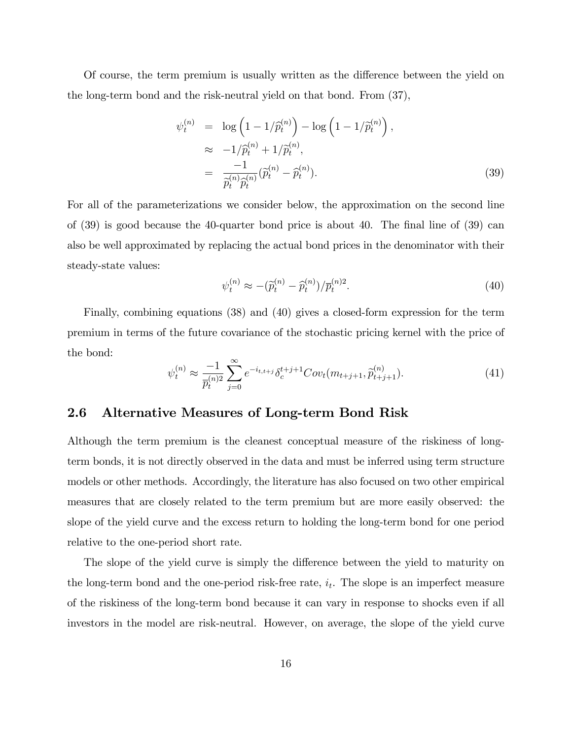Of course, the term premium is usually written as the difference between the yield on the long-term bond and the risk-neutral yield on that bond. From (37),

$$
\begin{aligned}
\psi_t^{(n)} &= \log\left(1 - 1/\widehat{p}_t^{(n)}\right) - \log\left(1 - 1/\widetilde{p}_t^{(n)}\right), \\
&\approx -1/\widehat{p}_t^{(n)} + 1/\widetilde{p}_t^{(n)}, \\
&= \frac{-1}{\widetilde{p}_t^{(n)}\widehat{p}_t^{(n)}}(\widetilde{p}_t^{(n)} - \widehat{p}_t^{(n)}).
\end{aligned} \tag{39}
$$

For all of the parameterizations we consider below, the approximation on the second line of (39) is good because the 40-quarter bond price is about 40. The final line of (39) can also be well approximated by replacing the actual bond prices in the denominator with their steady-state values:

$$
\psi_t^{(n)} \approx -(\widetilde{p}_t^{(n)} - \widehat{p}_t^{(n)})/\overline{p}_t^{(n)2}. \tag{40}
$$

Finally, combining equations (38) and (40) gives a closed-form expression for the term premium in terms of the future covariance of the stochastic pricing kernel with the price of the bond:

$$
\psi_t^{(n)} \approx \frac{-1}{\overline{p}_t^{(n)2}} \sum_{j=0}^{\infty} e^{-i_{t,t+j}} \delta_c^{t+j+1} Cov_t(m_{t+j+1}, \widetilde{p}_{t+j+1}^{(n)}). \tag{41}
$$

## 2.6 Alternative Measures of Long-term Bond Risk

Although the term premium is the cleanest conceptual measure of the riskiness of long-term bonds, it is not directly observed in the data and must be inferred using term structure models or other methods. Accordingly, the literature has also focused on two other empirical measures that are closely related to the term premium but are more easily observed: the slope of the yield curve and the excess return to holding the long-term bond for one period relative to the one-period short rate.

The slope of the yield curve is simply the difference between the yield to maturity on the long-term bond and the one-period risk-free rate, $i_t$. The slope is an imperfect measure of the riskiness of the long-term bond because it can vary in response to shocks even if all investors in the model are risk-neutral. However, on average, the slope of the yield curve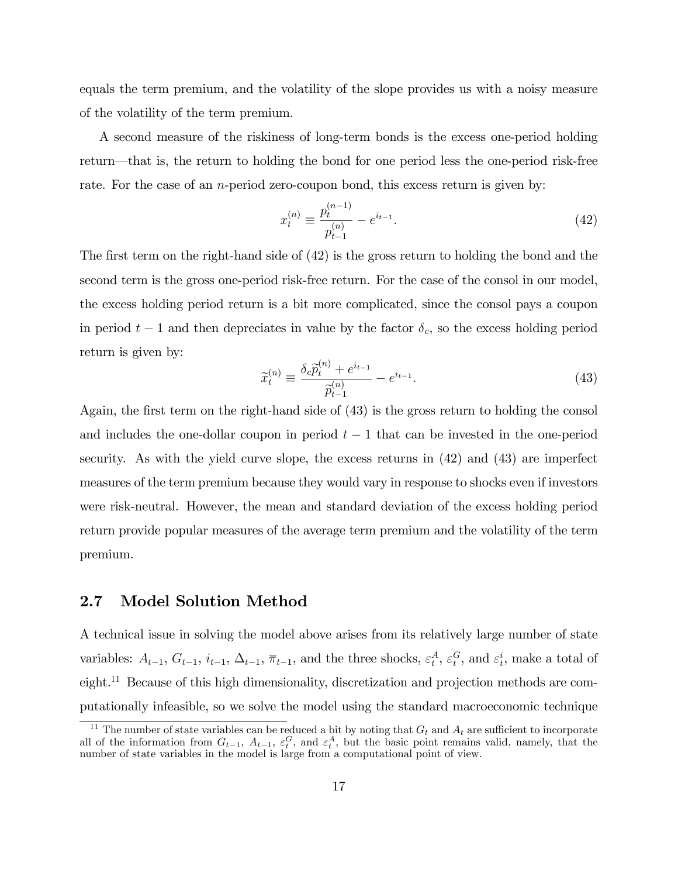equals the term premium, and the volatility of the slope provides us with a noisy measure of the volatility of the term premium.

A second measure of the riskiness of long-term bonds is the excess one-period holding return—that is, the return to holding the bond for one period less the one-period risk-free rate. For the case of an $n$-period zero-coupon bond, this excess return is given by:

$$x_t^{(n)} \equiv \frac{p_t^{(n-1)}}{p_{t-1}^{(n)}} - e^{i_{t-1}}. \tag{42}$$

The first term on the right-hand side of (42) is the gross return to holding the bond and the second term is the gross one-period risk-free return. For the case of the consol in our model, the excess holding period return is a bit more complicated, since the consol pays a coupon in period $t-1$ and then depreciates in value by the factor $\delta_c$, so the excess holding period return is given by:

$$\widetilde{x}_t^{(n)} \equiv \frac{\delta_c \widetilde{p}_t^{(n)} + e^{i_{t-1}}}{\widetilde{p}_{t-1}^{(n)}} - e^{i_{t-1}}. \tag{43}$$

Again, the first term on the right-hand side of (43) is the gross return to holding the consol and includes the one-dollar coupon in period $t-1$ that can be invested in the one-period security. As with the yield curve slope, the excess returns in (42) and (43) are imperfect measures of the term premium because they would vary in response to shocks even if investors were risk-neutral. However, the mean and standard deviation of the excess holding period return provide popular measures of the average term premium and the volatility of the term premium.

## 2.7 Model Solution Method

A technical issue in solving the model above arises from its relatively large number of state variables: $A_{t-1}$, $G_{t-1}$, $i_{t-1}$, $\Delta_{t-1}$, $\overline{\pi}_{t-1}$, and the three shocks, $\varepsilon_t^A$, $\varepsilon_t^G$, and $\varepsilon_t^i$, make a total of eight.[11] Because of this high dimensionality, discretization and projection methods are computationally infeasible, so we solve the model using the standard macroeconomic technique

[11] The number of state variables can be reduced a bit by noting that $G_t$ and $A_t$ are sufficient to incorporate all of the information from $G_{t-1}$, $A_{t-1}$, $\varepsilon_t^G$, and $\varepsilon_t^A$, but the basic point remains valid, namely, that the number of state variables in the model is large from a computational point of view.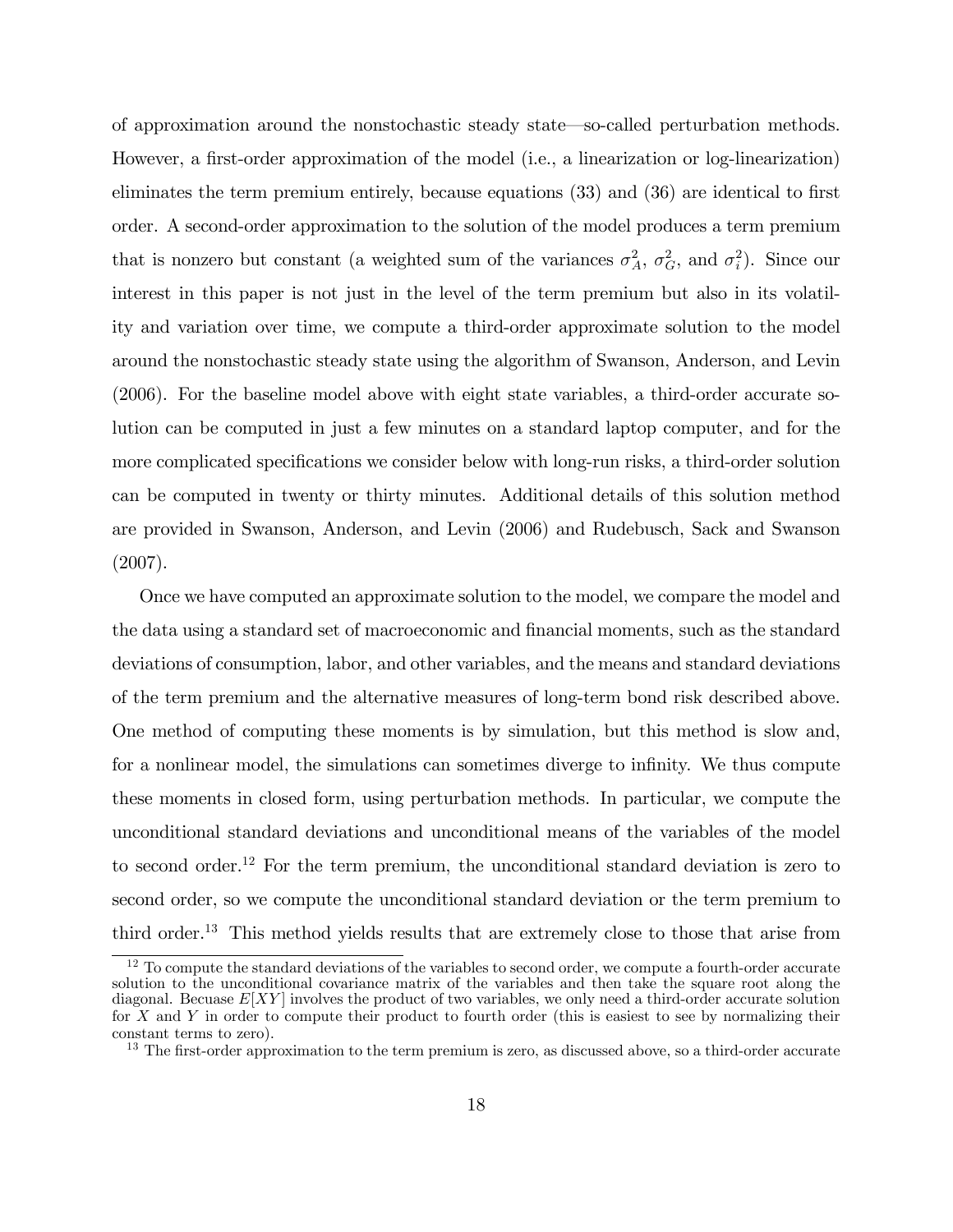of approximation around the nonstochastic steady state—so-called perturbation methods. However, a first-order approximation of the model (i.e., a linearization or log-linearization) eliminates the term premium entirely, because equations (33) and (36) are identical to first order. A second-order approximation to the solution of the model produces a term premium that is nonzero but constant (a weighted sum of the variances $\sigma_A^2$, $\sigma_G^2$, and $\sigma_i^2$). Since our interest in this paper is not just in the level of the term premium but also in its volatility and variation over time, we compute a third-order approximate solution to the model around the nonstochastic steady state using the algorithm of Swanson, Anderson, and Levin (2006). For the baseline model above with eight state variables, a third-order accurate solution can be computed in just a few minutes on a standard laptop computer, and for the more complicated specifications we consider below with long-run risks, a third-order solution can be computed in twenty or thirty minutes. Additional details of this solution method are provided in Swanson, Anderson, and Levin (2006) and Rudebusch, Sack and Swanson (2007).

Once we have computed an approximate solution to the model, we compare the model and the data using a standard set of macroeconomic and financial moments, such as the standard deviations of consumption, labor, and other variables, and the means and standard deviations of the term premium and the alternative measures of long-term bond risk described above. One method of computing these moments is by simulation, but this method is slow and, for a nonlinear model, the simulations can sometimes diverge to infinity. We thus compute these moments in closed form, using perturbation methods. In particular, we compute the unconditional standard deviations and unconditional means of the variables of the model to second order.[12] For the term premium, the unconditional standard deviation is zero to second order, so we compute the unconditional standard deviation or the term premium to third order.[13] This method yields results that are extremely close to those that arise from

[12] To compute the standard deviations of the variables to second order, we compute a fourth-order accurate solution to the unconditional covariance matrix of the variables and then take the square root along the diagonal. Becuase $E[XY]$ involves the product of two variables, we only need a third-order accurate solution for $X$ and $Y$ in order to compute their product to fourth order (this is easiest to see by normalizing their constant terms to zero).

[13] The first-order approximation to the term premium is zero, as discussed above, so a third-order accurate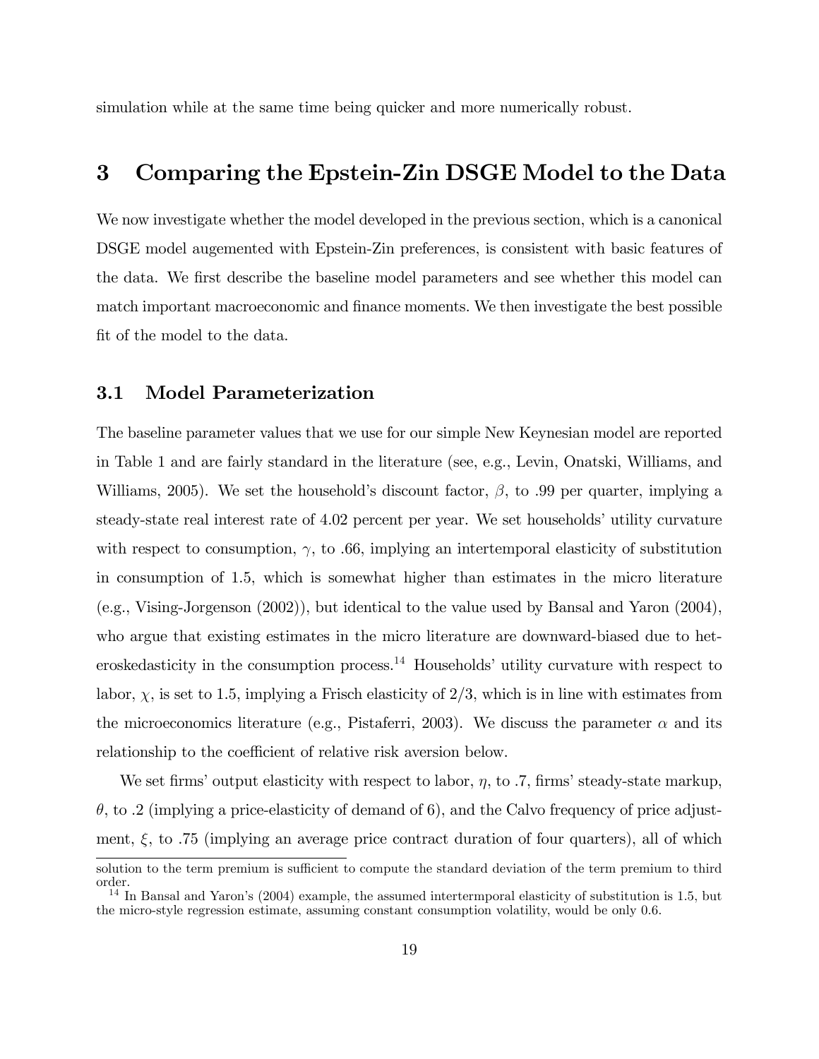simulation while at the same time being quicker and more numerically robust.

# 3 Comparing the Epstein-Zin DSGE Model to the Data

We now investigate whether the model developed in the previous section, which is a canonical DSGE model augemented with Epstein-Zin preferences, is consistent with basic features of the data. We first describe the baseline model parameters and see whether this model can match important macroeconomic and finance moments. We then investigate the best possible fit of the model to the data.

## 3.1 Model Parameterization

The baseline parameter values that we use for our simple New Keynesian model are reported in Table 1 and are fairly standard in the literature (see, e.g., Levin, Onatski, Williams, and Williams, 2005). We set the household's discount factor, $\beta$, to .99 per quarter, implying a steady-state real interest rate of 4.02 percent per year. We set households' utility curvature with respect to consumption, $\gamma$, to .66, implying an intertemporal elasticity of substitution in consumption of 1.5, which is somewhat higher than estimates in the micro literature (e.g., Vising-Jorgenson (2002)), but identical to the value used by Bansal and Yaron (2004), who argue that existing estimates in the micro literature are downward-biased due to heteroskedasticity in the consumption process.[14] Households' utility curvature with respect to labor, $\chi$, is set to 1.5, implying a Frisch elasticity of 2/3, which is in line with estimates from the microeconomics literature (e.g., Pistaferri, 2003). We discuss the parameter $\alpha$ and its relationship to the coefficient of relative risk aversion below.

We set firms' output elasticity with respect to labor, $\eta$, to .7, firms' steady-state markup, $\theta$, to .2 (implying a price-elasticity of demand of 6), and the Calvo frequency of price adjustment, $\xi$, to .75 (implying an average price contract duration of four quarters), all of which

solution to the term premium is sufficient to compute the standard deviation of the term premium to third order.

[14] In Bansal and Yaron's (2004) example, the assumed intertermporal elasticity of substitution is 1.5, but the micro-style regression estimate, assuming constant consumption volatility, would be only 0.6.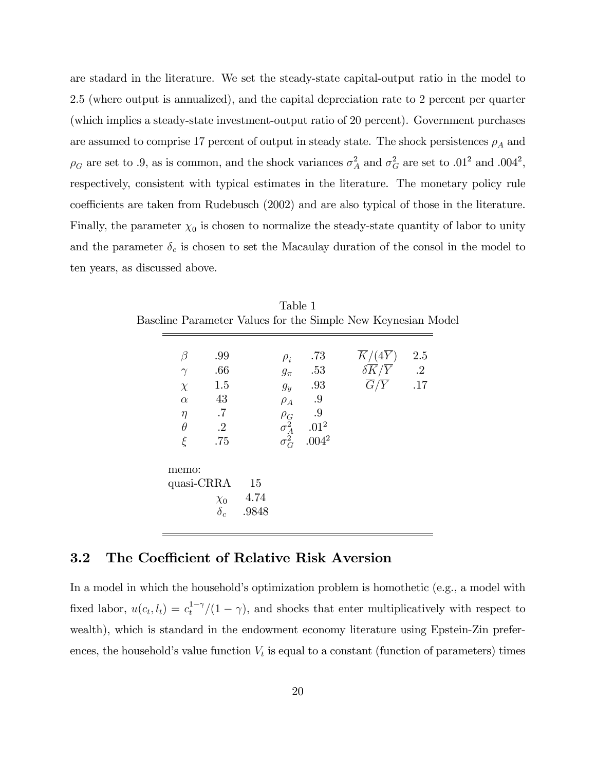are stadard in the literature. We set the steady-state capital-output ratio in the model to 2.5 (where output is annualized), and the capital depreciation rate to 2 percent per quarter (which implies a steady-state investment-output ratio of 20 percent). Government purchases are assumed to comprise 17 percent of output in steady state. The shock persistences $\rho_A$ and $\rho_G$ are set to .9, as is common, and the shock variances $\sigma_A^2$ and $\sigma_G^2$ are set to $.01^2$ and $.004^2$, respectively, consistent with typical estimates in the literature. The monetary policy rule coefficients are taken from Rudebusch (2002) and are also typical of those in the literature. Finally, the parameter $\chi_0$ is chosen to normalize the steady-state quantity of labor to unity and the parameter $\delta_c$ is chosen to set the Macaulay duration of the consol in the model to ten years, as discussed above.

Table 1
Baseline Parameter Values for the Simple New Keynesian Model

| | | | | | |
|---|---|---|---|---|---|
| $\beta$ | .99 | $\rho_i$ | .73 | $\overline{K}/(4\overline{Y})$ | 2.5 |
| $\gamma$ | .66 | $g_\pi$ | .53 | $\delta\overline{K}/\overline{Y}$ | .2 |
| $\chi$ | 1.5 | $g_y$ | .93 | $\overline{G}/\overline{Y}$ | .17 |
| $\alpha$ | 43 | $\rho_A$ | .9 | | |
| $\eta$ | .7 | $\rho_G$ | .9 | | |
| $\theta$ | .2 | $\sigma_A^2$ | $.01^2$ | | |
| $\xi$ | .75 | $\sigma_G^2$ | $.004^2$ | | |
| memo: | | | | | |
| quasi-CRRA | 15 | | | | |
| $\chi_0$ | 4.74 | | | | |
| $\delta_c$ | .9848 | | | | |

## 3.2 The Coefficient of Relative Risk Aversion

In a model in which the household's optimization problem is homothetic (e.g., a model with fixed labor, $u(c_t, l_t) = c_t^{1-\gamma}/(1-\gamma)$, and shocks that enter multiplicatively with respect to wealth), which is standard in the endowment economy literature using Epstein-Zin preferences, the household's value function $V_t$ is equal to a constant (function of parameters) times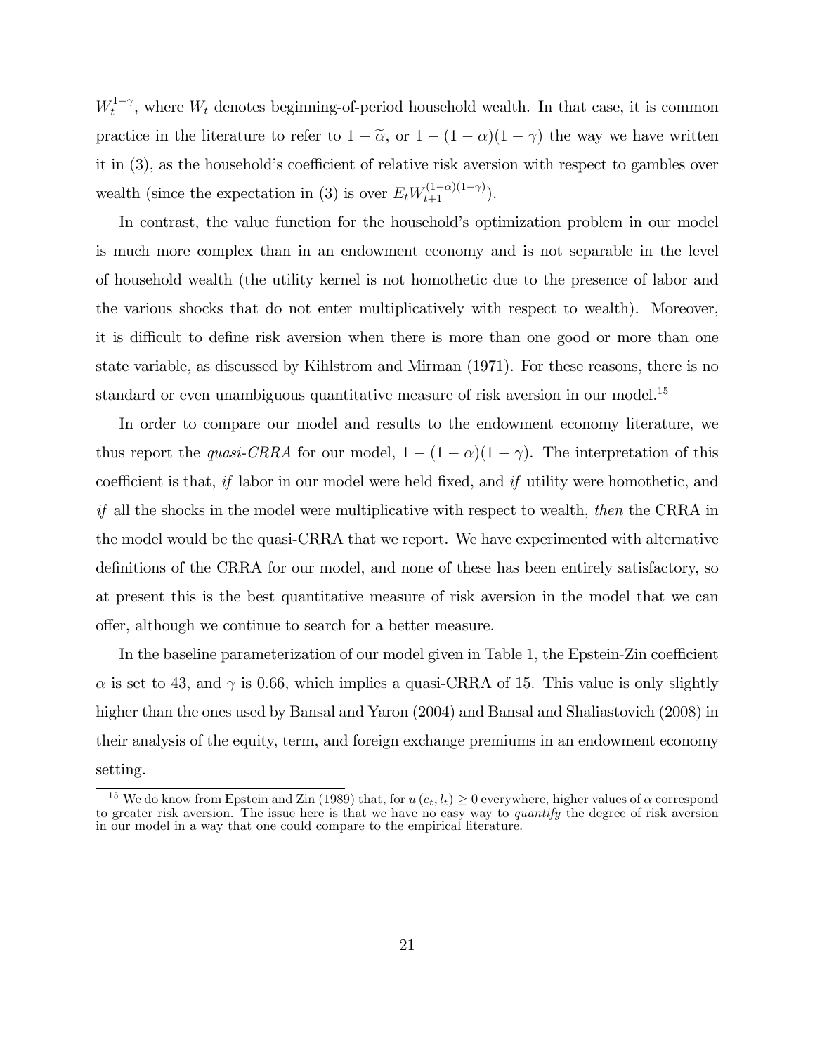$W_t^{1-\gamma}$, where $W_t$ denotes beginning-of-period household wealth. In that case, it is common practice in the literature to refer to $1-\widetilde{\alpha}$, or $1-(1-\alpha)(1-\gamma)$ the way we have written it in (3), as the household's coefficient of relative risk aversion with respect to gambles over wealth (since the expectation in (3) is over $E_t W_{t+1}^{(1-\alpha)(1-\gamma)}$).

In contrast, the value function for the household's optimization problem in our model is much more complex than in an endowment economy and is not separable in the level of household wealth (the utility kernel is not homothetic due to the presence of labor and the various shocks that do not enter multiplicatively with respect to wealth). Moreover, it is difficult to define risk aversion when there is more than one good or more than one state variable, as discussed by Kihlstrom and Mirman (1971). For these reasons, there is no standard or even unambiguous quantitative measure of risk aversion in our model.[15]

In order to compare our model and results to the endowment economy literature, we thus report the *quasi-CRRA* for our model, $1-(1-\alpha)(1-\gamma)$. The interpretation of this coefficient is that, *if* labor in our model were held fixed, and *if* utility were homothetic, and *if* all the shocks in the model were multiplicative with respect to wealth, *then* the CRRA in the model would be the quasi-CRRA that we report. We have experimented with alternative definitions of the CRRA for our model, and none of these has been entirely satisfactory, so at present this is the best quantitative measure of risk aversion in the model that we can offer, although we continue to search for a better measure.

In the baseline parameterization of our model given in Table 1, the Epstein-Zin coefficient $\alpha$ is set to 43, and $\gamma$ is 0.66, which implies a quasi-CRRA of 15. This value is only slightly higher than the ones used by Bansal and Yaron (2004) and Bansal and Shaliastovich (2008) in their analysis of the equity, term, and foreign exchange premiums in an endowment economy setting.

[15] We do know from Epstein and Zin (1989) that, for $u(c_t, l_t) \geq 0$ everywhere, higher values of $\alpha$ correspond to greater risk aversion. The issue here is that we have no easy way to *quantify* the degree of risk aversion in our model in a way that one could compare to the empirical literature.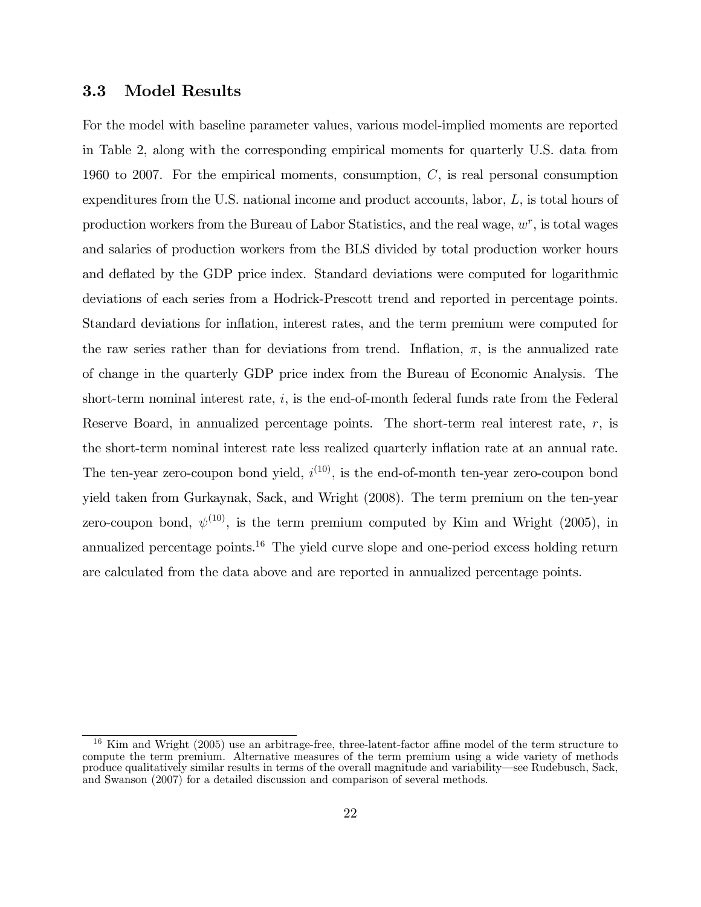### 3.3 Model Results

For the model with baseline parameter values, various model-implied moments are reported in Table 2, along with the corresponding empirical moments for quarterly U.S. data from 1960 to 2007. For the empirical moments, consumption, $C$, is real personal consumption expenditures from the U.S. national income and product accounts, labor, $L$, is total hours of production workers from the Bureau of Labor Statistics, and the real wage, $w^r$, is total wages and salaries of production workers from the BLS divided by total production worker hours and deflated by the GDP price index. Standard deviations were computed for logarithmic deviations of each series from a Hodrick-Prescott trend and reported in percentage points. Standard deviations for inflation, interest rates, and the term premium were computed for the raw series rather than for deviations from trend. Inflation, $\pi$, is the annualized rate of change in the quarterly GDP price index from the Bureau of Economic Analysis. The short-term nominal interest rate, $i$, is the end-of-month federal funds rate from the Federal Reserve Board, in annualized percentage points. The short-term real interest rate, $r$, is the short-term nominal interest rate less realized quarterly inflation rate at an annual rate. The ten-year zero-coupon bond yield, $i^{(10)}$, is the end-of-month ten-year zero-coupon bond yield taken from Gurkaynak, Sack, and Wright (2008). The term premium on the ten-year zero-coupon bond, $\psi^{(10)}$, is the term premium computed by Kim and Wright (2005), in annualized percentage points.[16] The yield curve slope and one-period excess holding return are calculated from the data above and are reported in annualized percentage points.

[16] Kim and Wright (2005) use an arbitrage-free, three-latent-factor affine model of the term structure to compute the term premium. Alternative measures of the term premium using a wide variety of methods produce qualitatively similar results in terms of the overall magnitude and variability—see Rudebusch, Sack, and Swanson (2007) for a detailed discussion and comparison of several methods.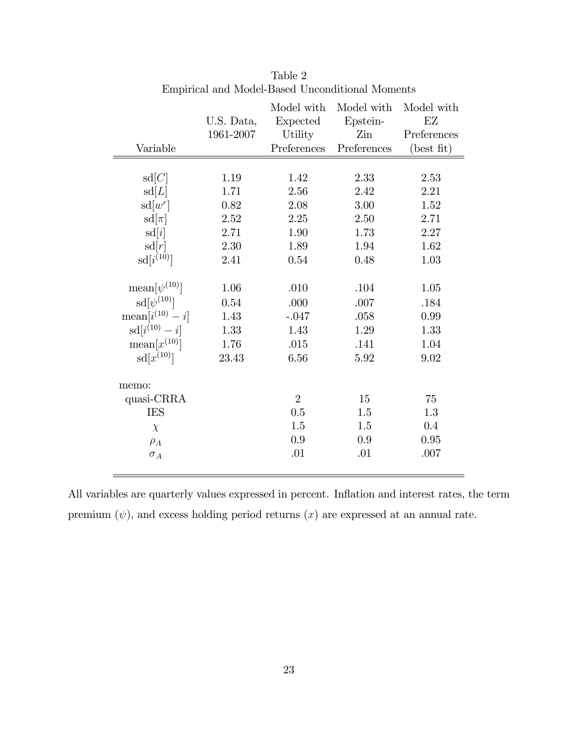Table 2

Empirical and Model-Based Unconditional Moments

| Variable | U.S. Data, 1961-2007 | Model with Expected Utility Preferences | Model with Epstein-Zin Preferences | Model with EZ Preferences (best fit) |
|---|---|---|---|---|
| $\mathrm{sd}[C]$ | 1.19 | 1.42 | 2.33 | 2.53 |
| $\mathrm{sd}[L]$ | 1.71 | 2.56 | 2.42 | 2.21 |
| $\mathrm{sd}[w^r]$ | 0.82 | 2.08 | 3.00 | 1.52 |
| $\mathrm{sd}[\pi]$ | 2.52 | 2.25 | 2.50 | 2.71 |
| $\mathrm{sd}[i]$ | 2.71 | 1.90 | 1.73 | 2.27 |
| $\mathrm{sd}[r]$ | 2.30 | 1.89 | 1.94 | 1.62 |
| $\mathrm{sd}[i^{(10)}]$ | 2.41 | 0.54 | 0.48 | 1.03 |
| | | | | |
| $\mathrm{mean}[\psi^{(10)}]$ | 1.06 | .010 | .104 | 1.05 |
| $\mathrm{sd}[\psi^{(10)}]$ | 0.54 | .000 | .007 | .184 |
| $\mathrm{mean}[i^{(10)} - i]$ | 1.43 | -.047 | .058 | 0.99 |
| $\mathrm{sd}[i^{(10)} - i]$ | 1.33 | 1.43 | 1.29 | 1.33 |
| $\mathrm{mean}[x^{(10)}]$ | 1.76 | .015 | .141 | 1.04 |
| $\mathrm{sd}[x^{(10)}]$ | 23.43 | 6.56 | 5.92 | 9.02 |
| | | | | |
| memo: | | | | |
| quasi-CRRA | | 2 | 15 | 75 |
| IES | | 0.5 | 1.5 | 1.3 |
| $\chi$ | | 1.5 | 1.5 | 0.4 |
| $\rho_A$ | | 0.9 | 0.9 | 0.95 |
| $\sigma_A$ | | .01 | .01 | .007 |

All variables are quarterly values expressed in percent. Inflation and interest rates, the term premium ($\psi$), and excess holding period returns ($x$) are expressed at an annual rate.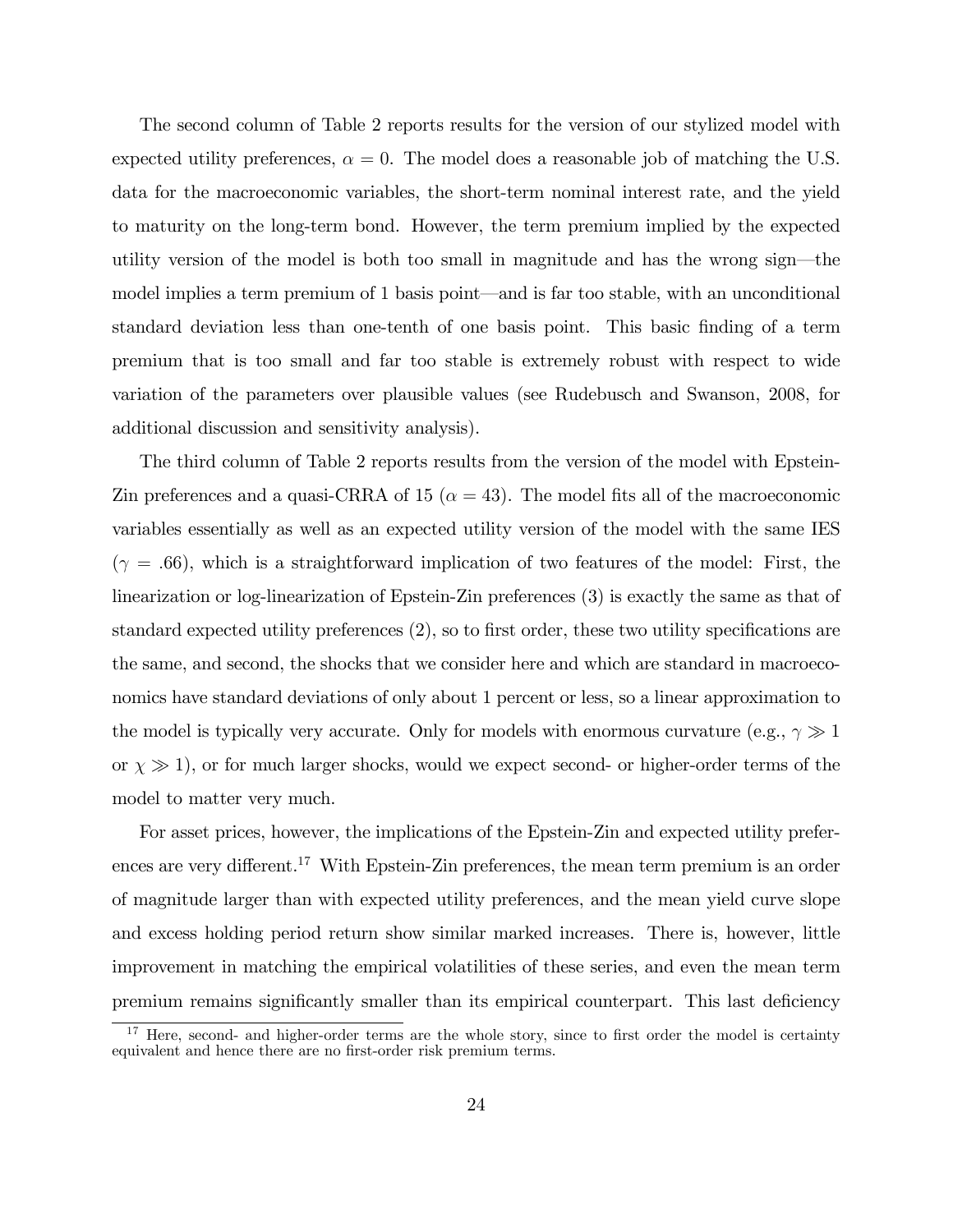The second column of Table 2 reports results for the version of our stylized model with expected utility preferences, $\alpha = 0$. The model does a reasonable job of matching the U.S. data for the macroeconomic variables, the short-term nominal interest rate, and the yield to maturity on the long-term bond. However, the term premium implied by the expected utility version of the model is both too small in magnitude and has the wrong sign—the model implies a term premium of 1 basis point—and is far too stable, with an unconditional standard deviation less than one-tenth of one basis point. This basic finding of a term premium that is too small and far too stable is extremely robust with respect to wide variation of the parameters over plausible values (see Rudebusch and Swanson, 2008, for additional discussion and sensitivity analysis).

The third column of Table 2 reports results from the version of the model with Epstein-Zin preferences and a quasi-CRRA of 15 ($\alpha = 43$). The model fits all of the macroeconomic variables essentially as well as an expected utility version of the model with the same IES ($\gamma = .66$), which is a straightforward implication of two features of the model: First, the linearization or log-linearization of Epstein-Zin preferences (3) is exactly the same as that of standard expected utility preferences (2), so to first order, these two utility specifications are the same, and second, the shocks that we consider here and which are standard in macroeconomics have standard deviations of only about 1 percent or less, so a linear approximation to the model is typically very accurate. Only for models with enormous curvature (e.g., $\gamma \gg 1$ or $\chi \gg 1$), or for much larger shocks, would we expect second- or higher-order terms of the model to matter very much.

For asset prices, however, the implications of the Epstein-Zin and expected utility preferences are very different.[17] With Epstein-Zin preferences, the mean term premium is an order of magnitude larger than with expected utility preferences, and the mean yield curve slope and excess holding period return show similar marked increases. There is, however, little improvement in matching the empirical volatilities of these series, and even the mean term premium remains significantly smaller than its empirical counterpart. This last deficiency

[17] Here, second- and higher-order terms are the whole story, since to first order the model is certainty equivalent and hence there are no first-order risk premium terms.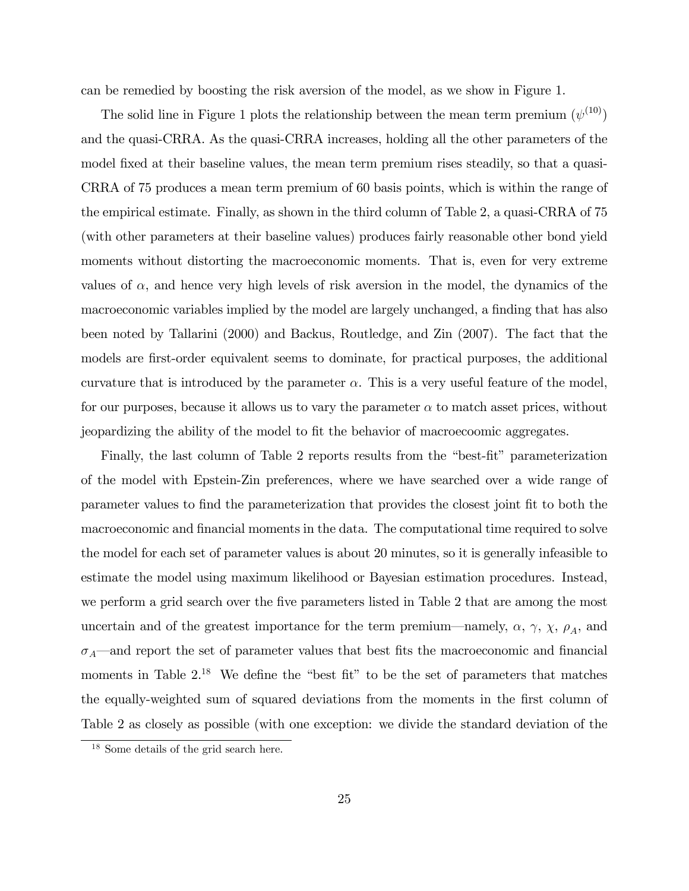can be remedied by boosting the risk aversion of the model, as we show in Figure 1.

The solid line in Figure 1 plots the relationship between the mean term premium ($\psi^{(10)}$) and the quasi-CRRA. As the quasi-CRRA increases, holding all the other parameters of the model fixed at their baseline values, the mean term premium rises steadily, so that a quasi-CRRA of 75 produces a mean term premium of 60 basis points, which is within the range of the empirical estimate. Finally, as shown in the third column of Table 2, a quasi-CRRA of 75 (with other parameters at their baseline values) produces fairly reasonable other bond yield moments without distorting the macroeconomic moments. That is, even for very extreme values of $\alpha$, and hence very high levels of risk aversion in the model, the dynamics of the macroeconomic variables implied by the model are largely unchanged, a finding that has also been noted by Tallarini (2000) and Backus, Routledge, and Zin (2007). The fact that the models are first-order equivalent seems to dominate, for practical purposes, the additional curvature that is introduced by the parameter $\alpha$. This is a very useful feature of the model, for our purposes, because it allows us to vary the parameter $\alpha$ to match asset prices, without jeopardizing the ability of the model to fit the behavior of macroecoomic aggregates.

Finally, the last column of Table 2 reports results from the "best-fit" parameterization of the model with Epstein-Zin preferences, where we have searched over a wide range of parameter values to find the parameterization that provides the closest joint fit to both the macroeconomic and financial moments in the data. The computational time required to solve the model for each set of parameter values is about 20 minutes, so it is generally infeasible to estimate the model using maximum likelihood or Bayesian estimation procedures. Instead, we perform a grid search over the five parameters listed in Table 2 that are among the most uncertain and of the greatest importance for the term premium—namely, $\alpha$, $\gamma$, $\chi$, $\rho_A$, and $\sigma_A$—and report the set of parameter values that best fits the macroeconomic and financial moments in Table 2.[18] We define the "best fit" to be the set of parameters that matches the equally-weighted sum of squared deviations from the moments in the first column of Table 2 as closely as possible (with one exception: we divide the standard deviation of the

[18] Some details of the grid search here.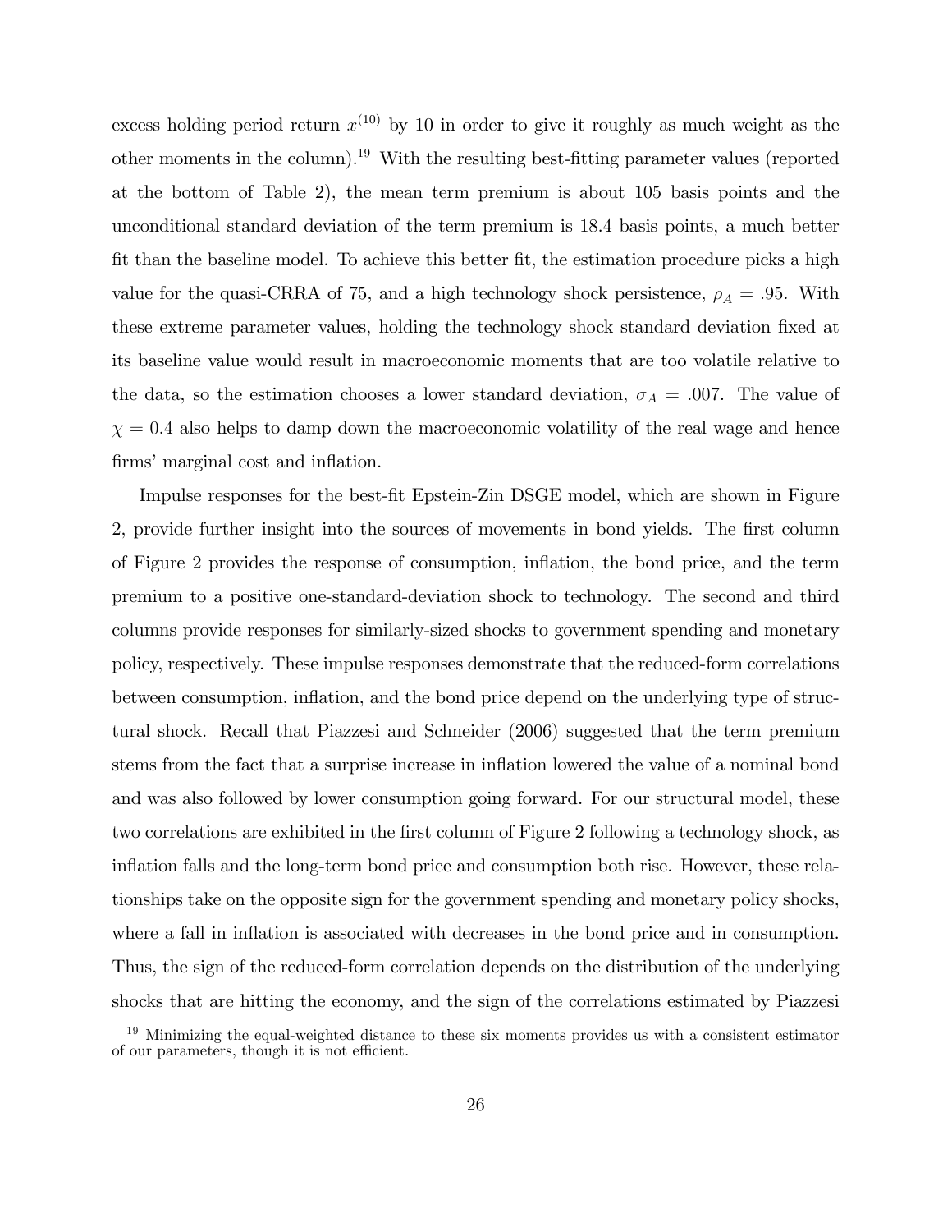excess holding period return $x^{(10)}$ by 10 in order to give it roughly as much weight as the other moments in the column).[19] With the resulting best-fitting parameter values (reported at the bottom of Table 2), the mean term premium is about 105 basis points and the unconditional standard deviation of the term premium is 18.4 basis points, a much better fit than the baseline model. To achieve this better fit, the estimation procedure picks a high value for the quasi-CRRA of 75, and a high technology shock persistence, $\rho_A = .95$. With these extreme parameter values, holding the technology shock standard deviation fixed at its baseline value would result in macroeconomic moments that are too volatile relative to the data, so the estimation chooses a lower standard deviation, $\sigma_A = .007$. The value of $\chi = 0.4$ also helps to damp down the macroeconomic volatility of the real wage and hence firms' marginal cost and inflation.

Impulse responses for the best-fit Epstein-Zin DSGE model, which are shown in Figure 2, provide further insight into the sources of movements in bond yields. The first column of Figure 2 provides the response of consumption, inflation, the bond price, and the term premium to a positive one-standard-deviation shock to technology. The second and third columns provide responses for similarly-sized shocks to government spending and monetary policy, respectively. These impulse responses demonstrate that the reduced-form correlations between consumption, inflation, and the bond price depend on the underlying type of structural shock. Recall that Piazzesi and Schneider (2006) suggested that the term premium stems from the fact that a surprise increase in inflation lowered the value of a nominal bond and was also followed by lower consumption going forward. For our structural model, these two correlations are exhibited in the first column of Figure 2 following a technology shock, as inflation falls and the long-term bond price and consumption both rise. However, these relationships take on the opposite sign for the government spending and monetary policy shocks, where a fall in inflation is associated with decreases in the bond price and in consumption. Thus, the sign of the reduced-form correlation depends on the distribution of the underlying shocks that are hitting the economy, and the sign of the correlations estimated by Piazzesi

[19] Minimizing the equal-weighted distance to these six moments provides us with a consistent estimator of our parameters, though it is not efficient.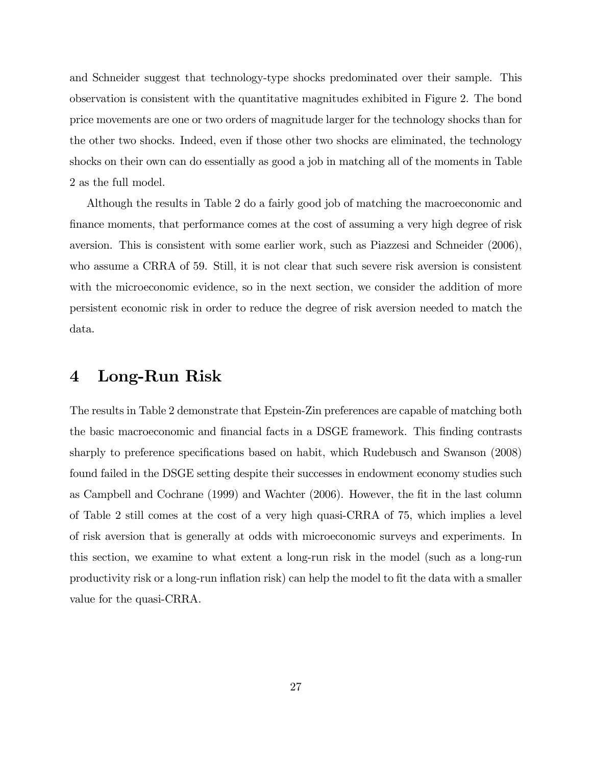and Schneider suggest that technology-type shocks predominated over their sample. This observation is consistent with the quantitative magnitudes exhibited in Figure 2. The bond price movements are one or two orders of magnitude larger for the technology shocks than for the other two shocks. Indeed, even if those other two shocks are eliminated, the technology shocks on their own can do essentially as good a job in matching all of the moments in Table 2 as the full model.

Although the results in Table 2 do a fairly good job of matching the macroeconomic and finance moments, that performance comes at the cost of assuming a very high degree of risk aversion. This is consistent with some earlier work, such as Piazzesi and Schneider (2006), who assume a CRRA of 59. Still, it is not clear that such severe risk aversion is consistent with the microeconomic evidence, so in the next section, we consider the addition of more persistent economic risk in order to reduce the degree of risk aversion needed to match the data.

# 4 Long-Run Risk

The results in Table 2 demonstrate that Epstein-Zin preferences are capable of matching both the basic macroeconomic and financial facts in a DSGE framework. This finding contrasts sharply to preference specifications based on habit, which Rudebusch and Swanson (2008) found failed in the DSGE setting despite their successes in endowment economy studies such as Campbell and Cochrane (1999) and Wachter (2006). However, the fit in the last column of Table 2 still comes at the cost of a very high quasi-CRRA of 75, which implies a level of risk aversion that is generally at odds with microeconomic surveys and experiments. In this section, we examine to what extent a long-run risk in the model (such as a long-run productivity risk or a long-run inflation risk) can help the model to fit the data with a smaller value for the quasi-CRRA.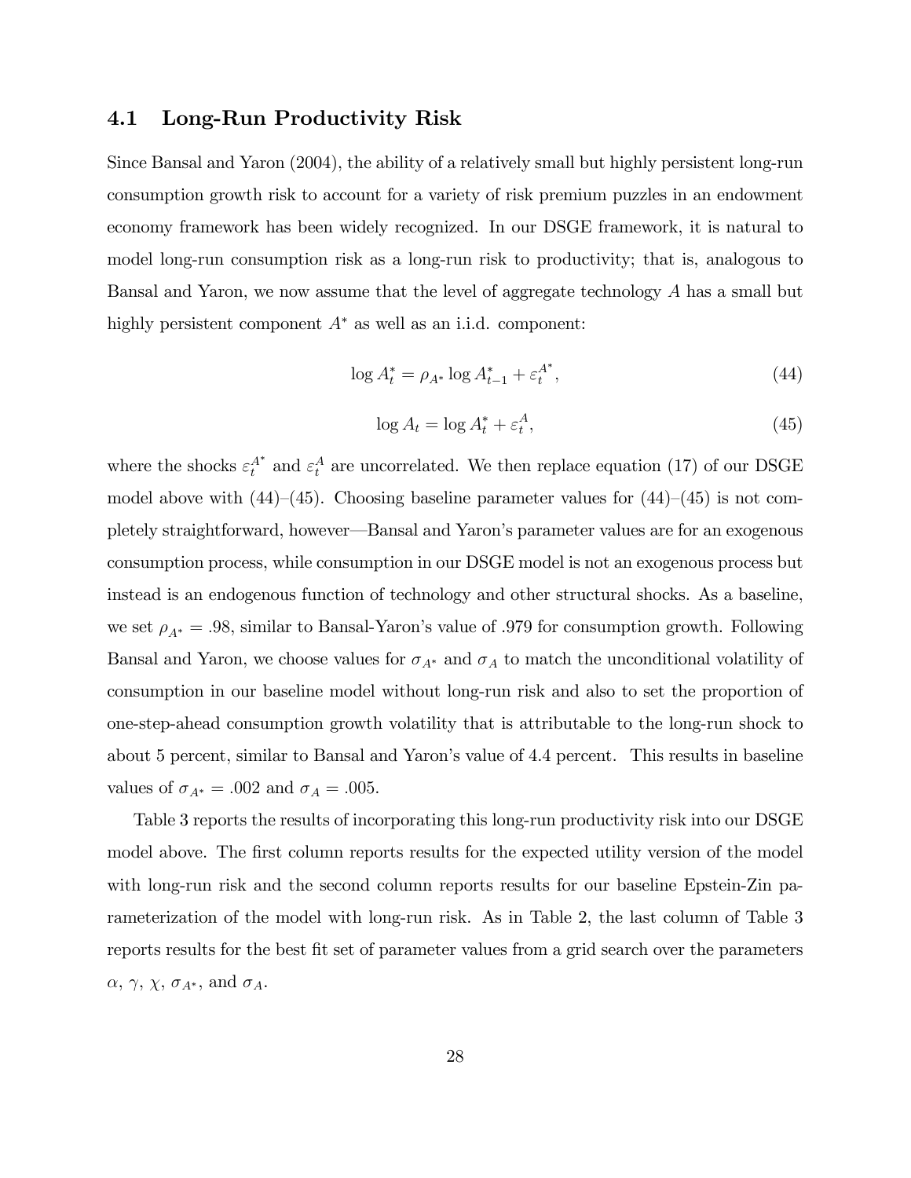### 4.1 Long-Run Productivity Risk

Since Bansal and Yaron (2004), the ability of a relatively small but highly persistent long-run consumption growth risk to account for a variety of risk premium puzzles in an endowment economy framework has been widely recognized. In our DSGE framework, it is natural to model long-run consumption risk as a long-run risk to productivity; that is, analogous to Bansal and Yaron, we now assume that the level of aggregate technology $A$ has a small but highly persistent component $A^*$ as well as an i.i.d. component:

$$\log A_t^* = \rho_{A^*} \log A_{t-1}^* + \varepsilon_t^{A^*}, \tag{44}$$

$$\log A_t = \log A_t^* + \varepsilon_t^A, \tag{45}$$

where the shocks $\varepsilon_t^{A^*}$ and $\varepsilon_t^A$ are uncorrelated. We then replace equation (17) of our DSGE model above with (44)–(45). Choosing baseline parameter values for (44)–(45) is not completely straightforward, however—Bansal and Yaron's parameter values are for an exogenous consumption process, while consumption in our DSGE model is not an exogenous process but instead is an endogenous function of technology and other structural shocks. As a baseline, we set $\rho_{A^*} = .98$, similar to Bansal-Yaron's value of .979 for consumption growth. Following Bansal and Yaron, we choose values for $\sigma_{A^*}$ and $\sigma_A$ to match the unconditional volatility of consumption in our baseline model without long-run risk and also to set the proportion of one-step-ahead consumption growth volatility that is attributable to the long-run shock to about 5 percent, similar to Bansal and Yaron's value of 4.4 percent. This results in baseline values of $\sigma_{A^*} = .002$ and $\sigma_A = .005$.

Table 3 reports the results of incorporating this long-run productivity risk into our DSGE model above. The first column reports results for the expected utility version of the model with long-run risk and the second column reports results for our baseline Epstein-Zin parameterization of the model with long-run risk. As in Table 2, the last column of Table 3 reports results for the best fit set of parameter values from a grid search over the parameters $\alpha$, $\gamma$, $\chi$, $\sigma_{A^*}$, and $\sigma_A$.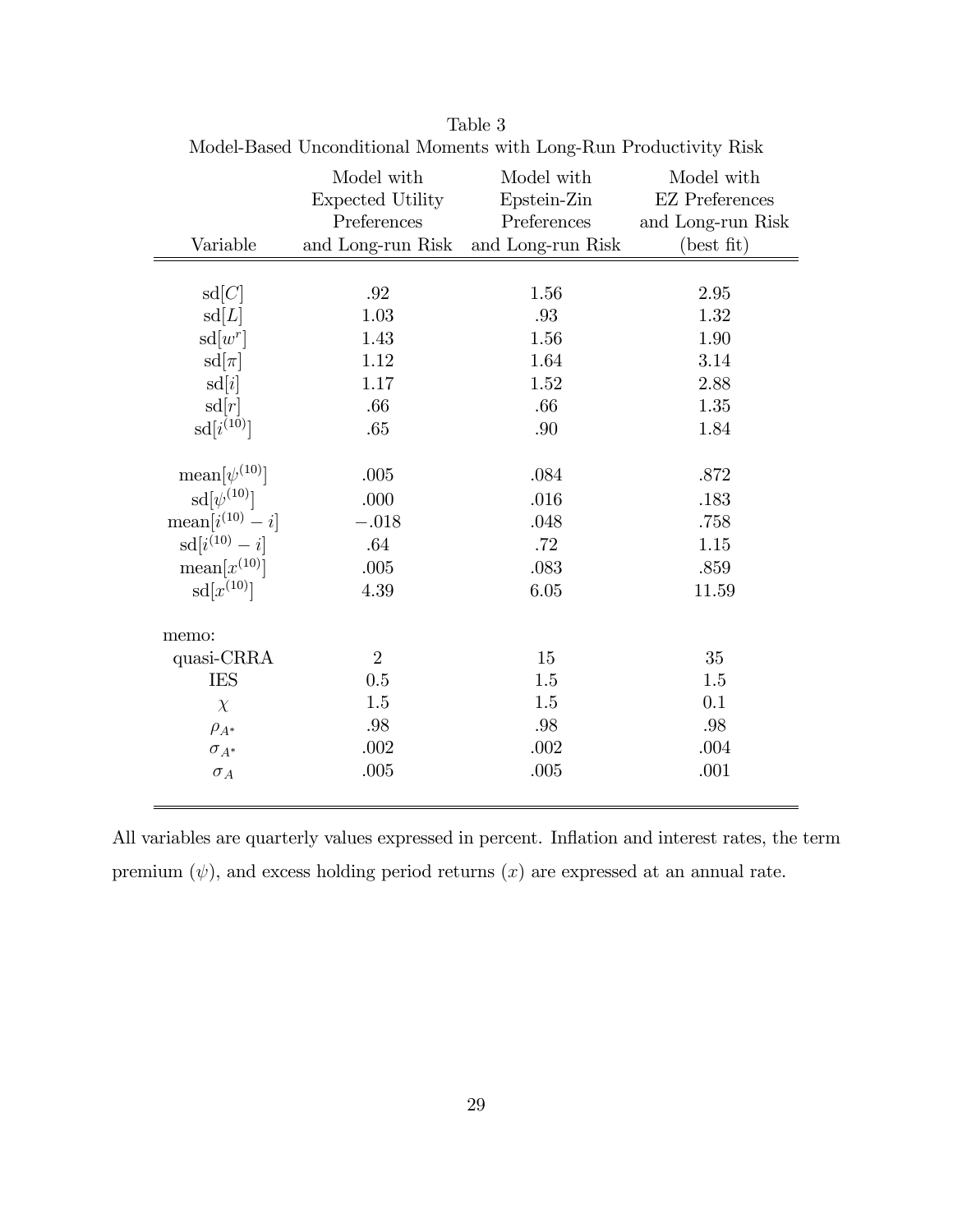Table 3
Model-Based Unconditional Moments with Long-Run Productivity Risk

| Variable | Model with Expected Utility Preferences and Long-run Risk | Model with Epstein-Zin Preferences and Long-run Risk | Model with EZ Preferences and Long-run Risk (best fit) |
|---|---|---|---|
| $\text{sd}[C]$ | .92 | 1.56 | 2.95 |
| $\text{sd}[L]$ | 1.03 | .93 | 1.32 |
| $\text{sd}[w^r]$ | 1.43 | 1.56 | 1.90 |
| $\text{sd}[\pi]$ | 1.12 | 1.64 | 3.14 |
| $\text{sd}[i]$ | 1.17 | 1.52 | 2.88 |
| $\text{sd}[r]$ | .66 | .66 | 1.35 |
| $\text{sd}[i^{(10)}]$ | .65 | .90 | 1.84 |
| $\text{mean}[\psi^{(10)}]$ | .005 | .084 | .872 |
| $\text{sd}[\psi^{(10)}]$ | .000 | .016 | .183 |
| $\text{mean}[i^{(10)} - i]$ | $-.018$ | .048 | .758 |
| $\text{sd}[i^{(10)} - i]$ | .64 | .72 | 1.15 |
| $\text{mean}[x^{(10)}]$ | .005 | .083 | .859 |
| $\text{sd}[x^{(10)}]$ | 4.39 | 6.05 | 11.59 |
| memo: | | | |
| quasi-CRRA | 2 | 15 | 35 |
| IES | 0.5 | 1.5 | 1.5 |
| $\chi$ | 1.5 | 1.5 | 0.1 |
| $\rho_{A^*}$ | .98 | .98 | .98 |
| $\sigma_{A^*}$ | .002 | .002 | .004 |
| $\sigma_A$ | .005 | .005 | .001 |

All variables are quarterly values expressed in percent. Inflation and interest rates, the term premium ($\psi$), and excess holding period returns ($x$) are expressed at an annual rate.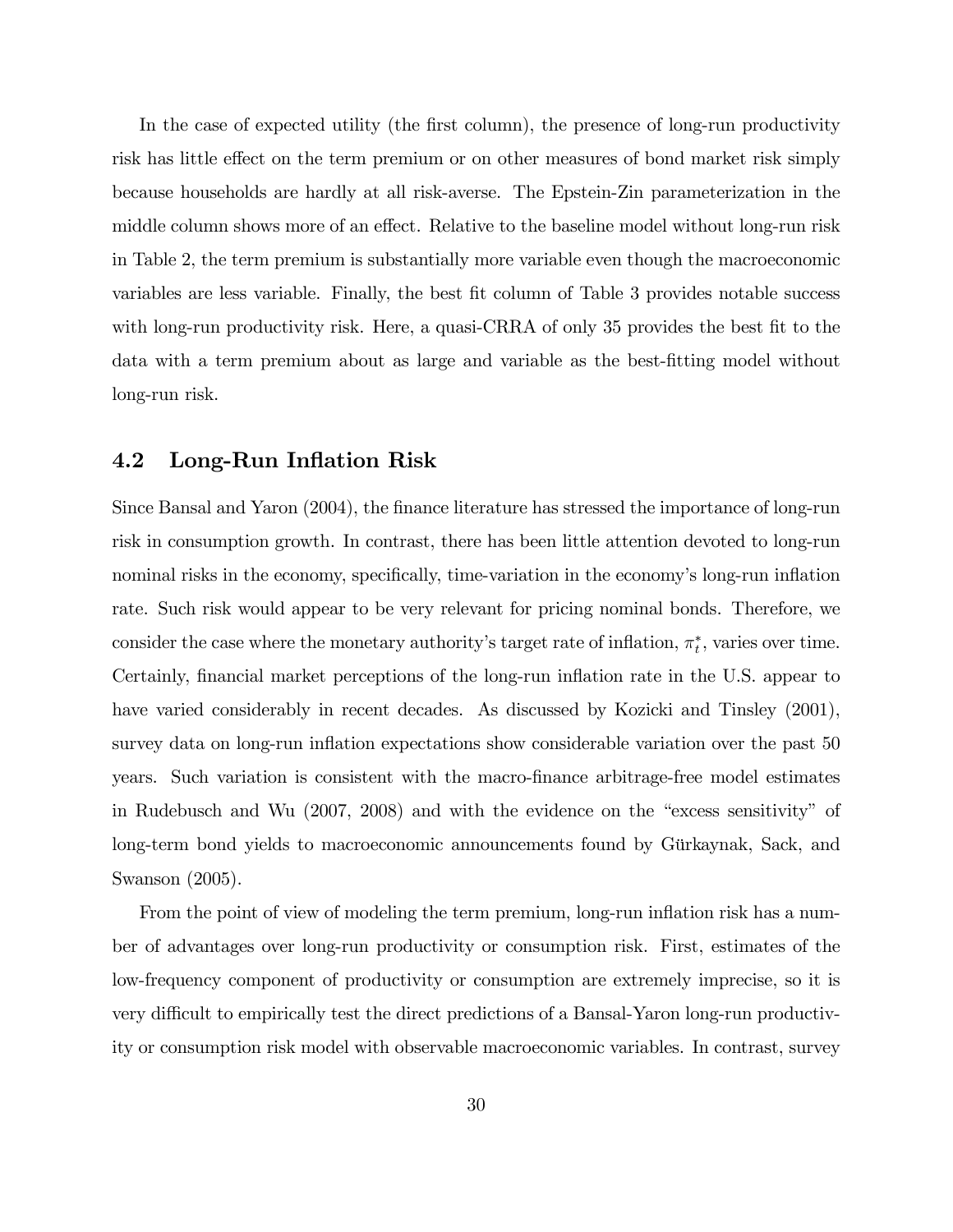In the case of expected utility (the first column), the presence of long-run productivity risk has little effect on the term premium or on other measures of bond market risk simply because households are hardly at all risk-averse. The Epstein-Zin parameterization in the middle column shows more of an effect. Relative to the baseline model without long-run risk in Table 2, the term premium is substantially more variable even though the macroeconomic variables are less variable. Finally, the best fit column of Table 3 provides notable success with long-run productivity risk. Here, a quasi-CRRA of only 35 provides the best fit to the data with a term premium about as large and variable as the best-fitting model without long-run risk.

## 4.2 Long-Run Inflation Risk

Since Bansal and Yaron (2004), the finance literature has stressed the importance of long-run risk in consumption growth. In contrast, there has been little attention devoted to long-run nominal risks in the economy, specifically, time-variation in the economy's long-run inflation rate. Such risk would appear to be very relevant for pricing nominal bonds. Therefore, we consider the case where the monetary authority's target rate of inflation, $\pi_t^*$, varies over time. Certainly, financial market perceptions of the long-run inflation rate in the U.S. appear to have varied considerably in recent decades. As discussed by Kozicki and Tinsley (2001), survey data on long-run inflation expectations show considerable variation over the past 50 years. Such variation is consistent with the macro-finance arbitrage-free model estimates in Rudebusch and Wu (2007, 2008) and with the evidence on the "excess sensitivity" of long-term bond yields to macroeconomic announcements found by Gürkaynak, Sack, and Swanson (2005).

From the point of view of modeling the term premium, long-run inflation risk has a number of advantages over long-run productivity or consumption risk. First, estimates of the low-frequency component of productivity or consumption are extremely imprecise, so it is very difficult to empirically test the direct predictions of a Bansal-Yaron long-run productivity or consumption risk model with observable macroeconomic variables. In contrast, survey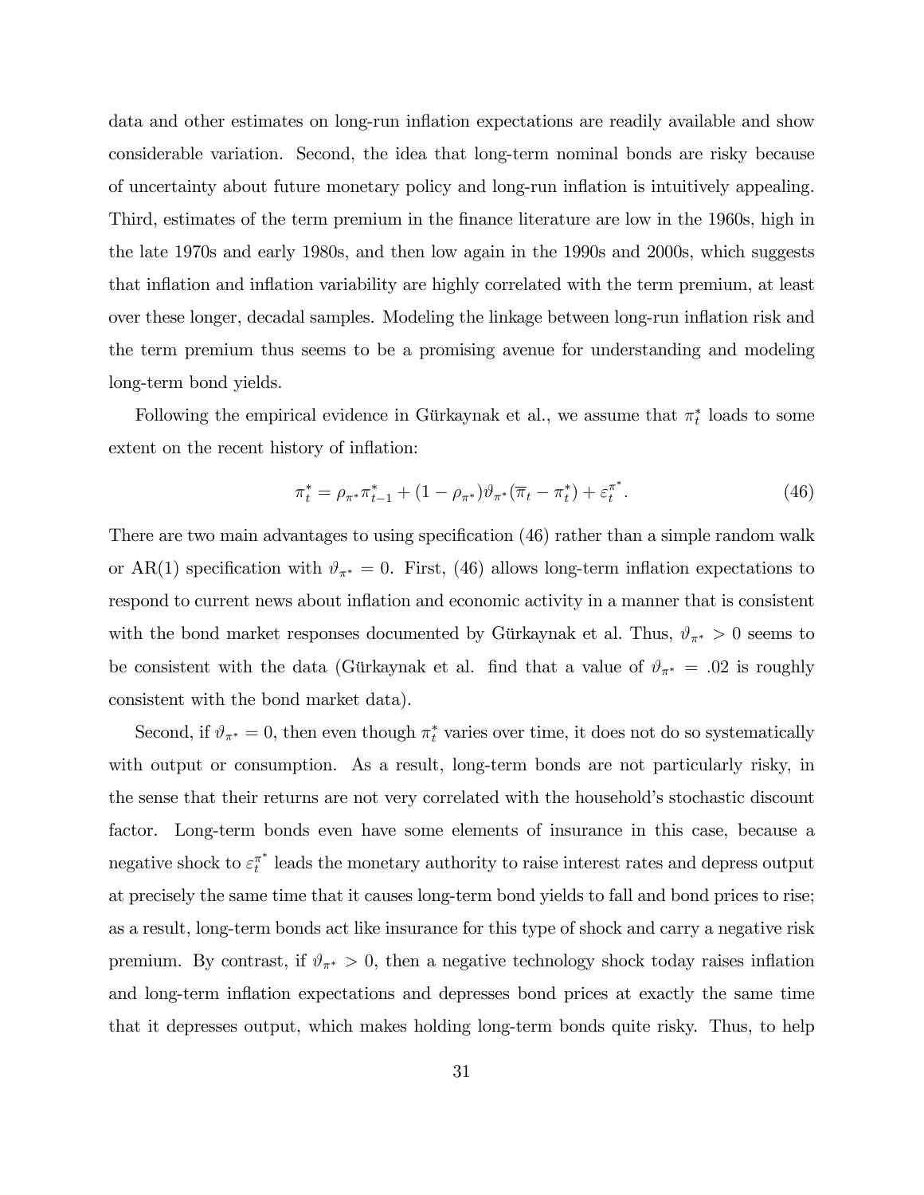data and other estimates on long-run inflation expectations are readily available and show considerable variation. Second, the idea that long-term nominal bonds are risky because of uncertainty about future monetary policy and long-run inflation is intuitively appealing. Third, estimates of the term premium in the finance literature are low in the 1960s, high in the late 1970s and early 1980s, and then low again in the 1990s and 2000s, which suggests that inflation and inflation variability are highly correlated with the term premium, at least over these longer, decadal samples. Modeling the linkage between long-run inflation risk and the term premium thus seems to be a promising avenue for understanding and modeling long-term bond yields.

Following the empirical evidence in Gürkaynak et al., we assume that $\pi_t^*$ loads to some extent on the recent history of inflation:

$$\pi_t^* = \rho_{\pi^*}\pi_{t-1}^* + (1-\rho_{\pi^*})\vartheta_{\pi^*}(\overline{\pi}_t - \pi_t^*) + \varepsilon_t^{\pi^*}. \tag{46}$$

There are two main advantages to using specification (46) rather than a simple random walk or AR(1) specification with $\vartheta_{\pi^*} = 0$. First, (46) allows long-term inflation expectations to respond to current news about inflation and economic activity in a manner that is consistent with the bond market responses documented by Gürkaynak et al. Thus, $\vartheta_{\pi^*} > 0$ seems to be consistent with the data (Gürkaynak et al. find that a value of $\vartheta_{\pi^*} = .02$ is roughly consistent with the bond market data).

Second, if $\vartheta_{\pi^*} = 0$, then even though $\pi_t^*$ varies over time, it does not do so systematically with output or consumption. As a result, long-term bonds are not particularly risky, in the sense that their returns are not very correlated with the household's stochastic discount factor. Long-term bonds even have some elements of insurance in this case, because a negative shock to $\varepsilon_t^{\pi^*}$ leads the monetary authority to raise interest rates and depress output at precisely the same time that it causes long-term bond yields to fall and bond prices to rise; as a result, long-term bonds act like insurance for this type of shock and carry a negative risk premium. By contrast, if $\vartheta_{\pi^*} > 0$, then a negative technology shock today raises inflation and long-term inflation expectations and depresses bond prices at exactly the same time that it depresses output, which makes holding long-term bonds quite risky. Thus, to help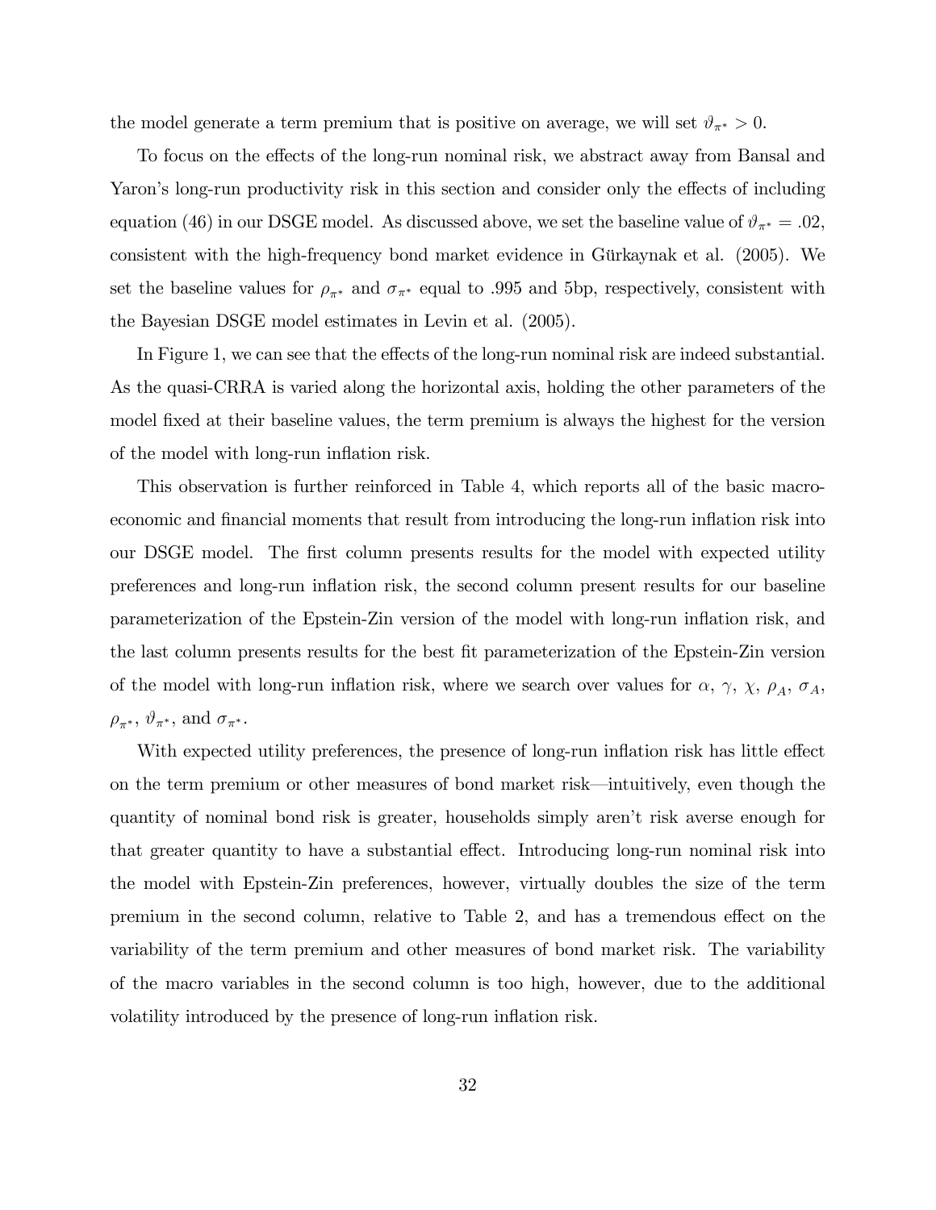the model generate a term premium that is positive on average, we will set $\vartheta_{\pi^*} > 0$.

To focus on the effects of the long-run nominal risk, we abstract away from Bansal and Yaron's long-run productivity risk in this section and consider only the effects of including equation (46) in our DSGE model. As discussed above, we set the baseline value of $\vartheta_{\pi^*} = .02$, consistent with the high-frequency bond market evidence in Gürkaynak et al. (2005). We set the baseline values for $\rho_{\pi^*}$ and $\sigma_{\pi^*}$ equal to .995 and 5bp, respectively, consistent with the Bayesian DSGE model estimates in Levin et al. (2005).

In Figure 1, we can see that the effects of the long-run nominal risk are indeed substantial. As the quasi-CRRA is varied along the horizontal axis, holding the other parameters of the model fixed at their baseline values, the term premium is always the highest for the version of the model with long-run inflation risk.

This observation is further reinforced in Table 4, which reports all of the basic macroeconomic and financial moments that result from introducing the long-run inflation risk into our DSGE model. The first column presents results for the model with expected utility preferences and long-run inflation risk, the second column present results for our baseline parameterization of the Epstein-Zin version of the model with long-run inflation risk, and the last column presents results for the best fit parameterization of the Epstein-Zin version of the model with long-run inflation risk, where we search over values for $\alpha$, $\gamma$, $\chi$, $\rho_A$, $\sigma_A$, $\rho_{\pi^*}$, $\vartheta_{\pi^*}$, and $\sigma_{\pi^*}$.

With expected utility preferences, the presence of long-run inflation risk has little effect on the term premium or other measures of bond market risk—intuitively, even though the quantity of nominal bond risk is greater, households simply aren't risk averse enough for that greater quantity to have a substantial effect. Introducing long-run nominal risk into the model with Epstein-Zin preferences, however, virtually doubles the size of the term premium in the second column, relative to Table 2, and has a tremendous effect on the variability of the term premium and other measures of bond market risk. The variability of the macro variables in the second column is too high, however, due to the additional volatility introduced by the presence of long-run inflation risk.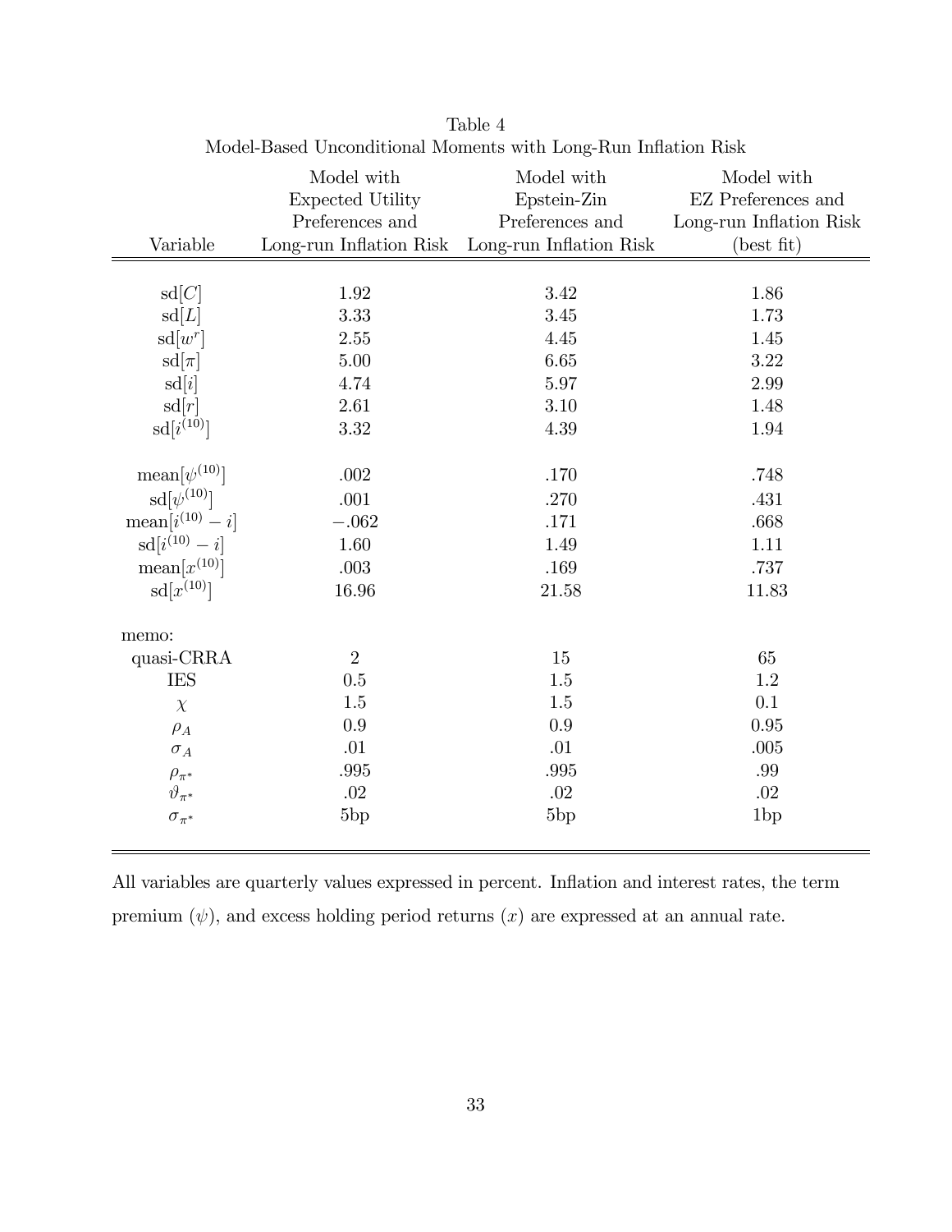Table 4
Model-Based Unconditional Moments with Long-Run Inflation Risk

| Variable | Model with Expected Utility Preferences and Long-run Inflation Risk | Model with Epstein-Zin Preferences and Long-run Inflation Risk | Model with EZ Preferences and Long-run Inflation Risk (best fit) |
|---|---|---|---|
| sd$[C]$ | 1.92 | 3.42 | 1.86 |
| sd$[L]$ | 3.33 | 3.45 | 1.73 |
| sd$[w^r]$ | 2.55 | 4.45 | 1.45 |
| sd$[\pi]$ | 5.00 | 6.65 | 3.22 |
| sd$[i]$ | 4.74 | 5.97 | 2.99 |
| sd$[r]$ | 2.61 | 3.10 | 1.48 |
| sd$[i^{(10)}]$ | 3.32 | 4.39 | 1.94 |
| mean$[\psi^{(10)}]$ | .002 | .170 | .748 |
| sd$[\psi^{(10)}]$ | .001 | .270 | .431 |
| mean$[i^{(10)} - i]$ | $-.062$ | .171 | .668 |
| sd$[i^{(10)} - i]$ | 1.60 | 1.49 | 1.11 |
| mean$[x^{(10)}]$ | .003 | .169 | .737 |
| sd$[x^{(10)}]$ | 16.96 | 21.58 | 11.83 |
| memo: | | | |
| quasi-CRRA | 2 | 15 | 65 |
| IES | 0.5 | 1.5 | 1.2 |
| $\chi$ | 1.5 | 1.5 | 0.1 |
| $\rho_A$ | 0.9 | 0.9 | 0.95 |
| $\sigma_A$ | .01 | .01 | .005 |
| $\rho_{\pi^*}$ | .995 | .995 | .99 |
| $\vartheta_{\pi^*}$ | .02 | .02 | .02 |
| $\sigma_{\pi^*}$ | 5bp | 5bp | 1bp |

All variables are quarterly values expressed in percent. Inflation and interest rates, the term premium ($\psi$), and excess holding period returns ($x$) are expressed at an annual rate.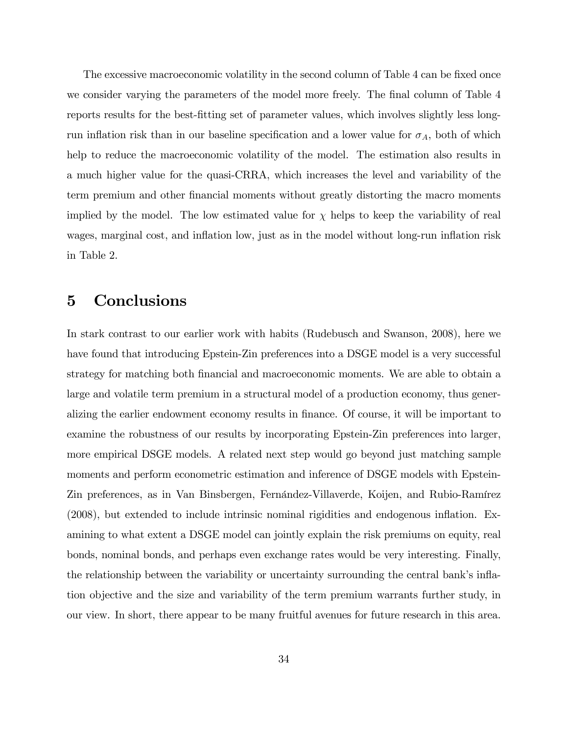The excessive macroeconomic volatility in the second column of Table 4 can be fixed once we consider varying the parameters of the model more freely. The final column of Table 4 reports results for the best-fitting set of parameter values, which involves slightly less long-run inflation risk than in our baseline specification and a lower value for $\sigma_A$, both of which help to reduce the macroeconomic volatility of the model. The estimation also results in a much higher value for the quasi-CRRA, which increases the level and variability of the term premium and other financial moments without greatly distorting the macro moments implied by the model. The low estimated value for $\chi$ helps to keep the variability of real wages, marginal cost, and inflation low, just as in the model without long-run inflation risk in Table 2.

# 5 Conclusions

In stark contrast to our earlier work with habits (Rudebusch and Swanson, 2008), here we have found that introducing Epstein-Zin preferences into a DSGE model is a very successful strategy for matching both financial and macroeconomic moments. We are able to obtain a large and volatile term premium in a structural model of a production economy, thus generalizing the earlier endowment economy results in finance. Of course, it will be important to examine the robustness of our results by incorporating Epstein-Zin preferences into larger, more empirical DSGE models. A related next step would go beyond just matching sample moments and perform econometric estimation and inference of DSGE models with Epstein-Zin preferences, as in Van Binsbergen, Fernández-Villaverde, Koijen, and Rubio-Ramírez (2008), but extended to include intrinsic nominal rigidities and endogenous inflation. Examining to what extent a DSGE model can jointly explain the risk premiums on equity, real bonds, nominal bonds, and perhaps even exchange rates would be very interesting. Finally, the relationship between the variability or uncertainty surrounding the central bank's inflation objective and the size and variability of the term premium warrants further study, in our view. In short, there appear to be many fruitful avenues for future research in this area.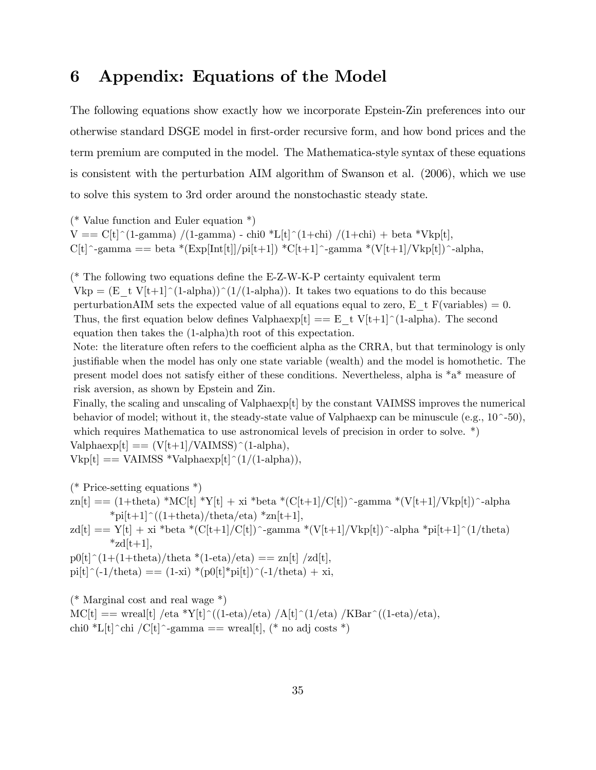# 6 Appendix: Equations of the Model

The following equations show exactly how we incorporate Epstein-Zin preferences into our otherwise standard DSGE model in first-order recursive form, and how bond prices and the term premium are computed in the model. The Mathematica-style syntax of these equations is consistent with the perturbation AIM algorithm of Swanson et al. (2006), which we use to solve this system to 3rd order around the nonstochastic steady state.

```
(* Value function and Euler equation *)
V == C[t]^(1-gamma) /(1-gamma) - chi0 *L[t]^(1+chi) /(1+chi) + beta *Vkp[t],
C[t]^-gamma == beta *(Exp[Int[t]]/pi[t+1]) *C[t+1]^-gamma *(V[t+1]/Vkp[t])^-alpha,

(* The following two equations define the E-Z-W-K-P certainty equivalent term
 Vkp = (E_t V[t+1]^(1-alpha))^(1/(1-alpha)). It takes two equations to do this because
 perturbationAIM sets the expected value of all equations equal to zero, E_t F(variables) = 0.
 Thus, the first equation below defines Valphaexp[t] == E_t V[t+1]^(1-alpha). The second
 equation then takes the (1-alpha)th root of this expectation.
 Note: the literature often refers to the coefficient alpha as the CRRA, but that terminology is only
 justifiable when the model has only one state variable (wealth) and the model is homothetic. The
 present model does not satisfy either of these conditions. Nevertheless, alpha is *a* measure of
 risk aversion, as shown by Epstein and Zin.
 Finally, the scaling and unscaling of Valphaexp[t] by the constant VAIMSS improves the numerical
 behavior of model; without it, the steady-state value of Valphaexp can be minuscule (e.g., 10^-50),
 which requires Mathematica to use astronomical levels of precision in order to solve. *)
Valphaexp[t] == (V[t+1]/VAIMSS)^(1-alpha),
Vkp[t] == VAIMSS *Valphaexp[t]^(1/(1-alpha)),

(* Price-setting equations *)
zn[t] == (1+theta) *MC[t] *Y[t] + xi *beta *(C[t+1]/C[t])^-gamma *(V[t+1]/Vkp[t])^-alpha
        *pi[t+1]^((1+theta)/theta/eta) *zn[t+1],
zd[t] == Y[t] + xi *beta *(C[t+1]/C[t])^-gamma *(V[t+1]/Vkp[t])^-alpha *pi[t+1]^(1/theta)
        *zd[t+1],
p0[t]^(1+(1+theta)/theta *(1-eta)/eta) == zn[t] /zd[t],
pi[t]^(-1/theta) == (1-xi) *(p0[t]*pi[t])^(-1/theta) + xi,

(* Marginal cost and real wage *)
MC[t] == wreal[t] /eta *Y[t]^((1-eta)/eta) /A[t]^(1/eta) /KBar^((1-eta)/eta),
chi0 *L[t]^chi /C[t]^-gamma == wreal[t], (* no adj costs *)
```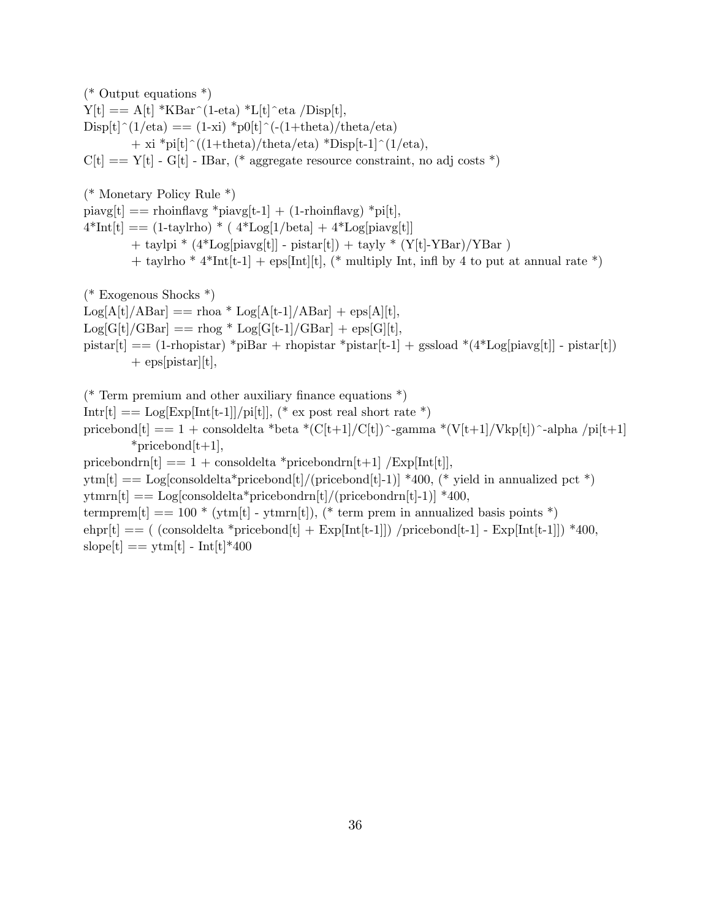```
(* Output equations *)
Y[t] == A[t] *KBar^(1-eta) *L[t]^eta /Disp[t],
Disp[t]^(1/eta) == (1-xi) *p0[t]^(-(1+theta)/theta/eta)
        + xi *pi[t]^((1+theta)/theta/eta) *Disp[t-1]^(1/eta),
C[t] == Y[t] - G[t] - IBar, (* aggregate resource constraint, no adj costs *)

(* Monetary Policy Rule *)
piavg[t] == rhoinflavg *piavg[t-1] + (1-rhoinflavg) *pi[t],
4*Int[t] == (1-taylrho) * ( 4*Log[1/beta] + 4*Log[piavg[t]]
        + taylpi * (4*Log[piavg[t]] - pistar[t]) + tayly * (Y[t]-YBar)/YBar )
        + taylrho * 4*Int[t-1] + eps[Int][t], (* multiply Int, infl by 4 to put at annual rate *)

(* Exogenous Shocks *)
Log[A[t]/ABar] == rhoa * Log[A[t-1]/ABar] + eps[A][t],
Log[G[t]/GBar] == rhog * Log[G[t-1]/GBar] + eps[G][t],
pistar[t] == (1-rhopistar) *piBar + rhopistar *pistar[t-1] + gssload *(4*Log[piavg[t]] - pistar[t])
        + eps[pistar][t],

(* Term premium and other auxiliary finance equations *)
Intr[t] == Log[Exp[Int[t-1]]/pi[t]], (* ex post real short rate *)
pricebond[t] == 1 + consoldelta *beta *(C[t+1]/C[t])^-gamma *(V[t+1]/Vkp[t])^-alpha /pi[t+1]
        *pricebond[t+1],
pricebondrn[t] == 1 + consoldelta *pricebondrn[t+1] /Exp[Int[t]],
ytm[t] == Log[consoldelta*pricebond[t]/(pricebond[t]-1)] *400, (* yield in annualized pct *)
ytmrn[t] == Log[consoldelta*pricebondrn[t]/(pricebondrn[t]-1)] *400,
termprem[t] == 100 * (ytm[t] - ytmrn[t]), (* term prem in annualized basis points *)
ehpr[t] == ( (consoldelta *pricebond[t] + Exp[Int[t-1]]) /pricebond[t-1] - Exp[Int[t-1]]) *400,
slope[t] == ytm[t] - Int[t]*400
```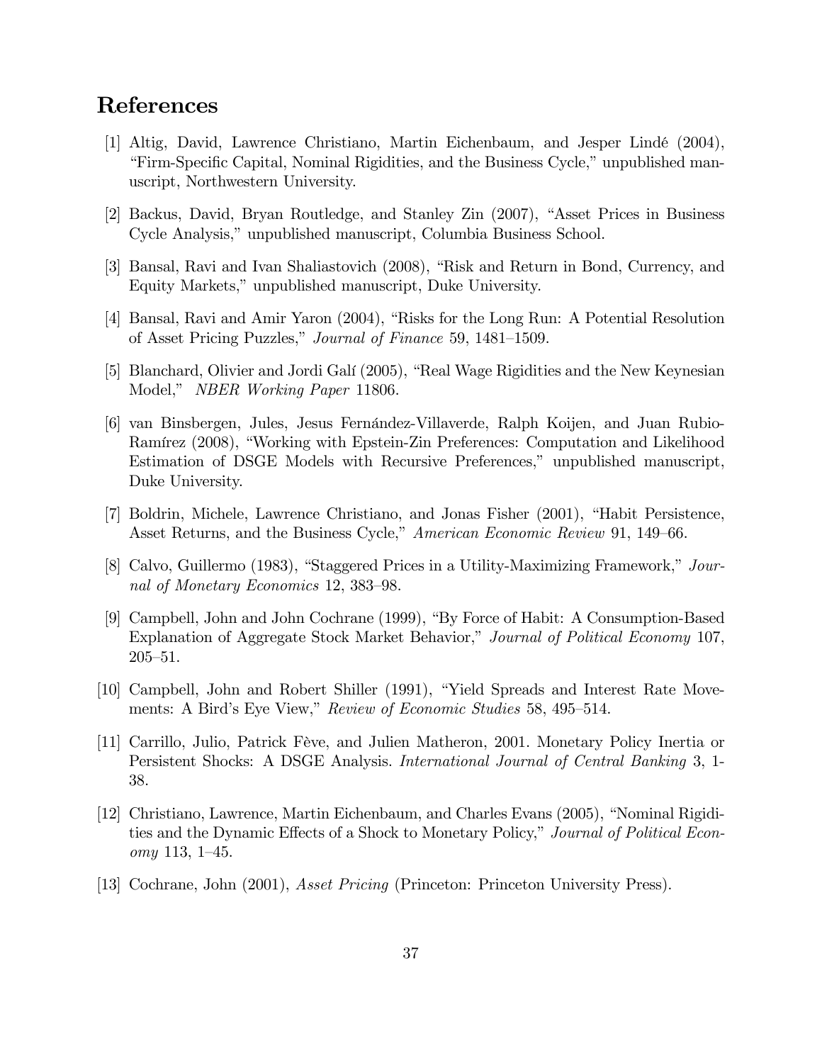## References

[1] Altig, David, Lawrence Christiano, Martin Eichenbaum, and Jesper Lindé (2004), "Firm-Specific Capital, Nominal Rigidities, and the Business Cycle," unpublished manuscript, Northwestern University.

[2] Backus, David, Bryan Routledge, and Stanley Zin (2007), "Asset Prices in Business Cycle Analysis," unpublished manuscript, Columbia Business School.

[3] Bansal, Ravi and Ivan Shaliastovich (2008), "Risk and Return in Bond, Currency, and Equity Markets," unpublished manuscript, Duke University.

[4] Bansal, Ravi and Amir Yaron (2004), "Risks for the Long Run: A Potential Resolution of Asset Pricing Puzzles," *Journal of Finance* 59, 1481–1509.

[5] Blanchard, Olivier and Jordi Galí (2005), "Real Wage Rigidities and the New Keynesian Model," *NBER Working Paper* 11806.

[6] van Binsbergen, Jules, Jesus Fernández-Villaverde, Ralph Koijen, and Juan Rubio-Ramírez (2008), "Working with Epstein-Zin Preferences: Computation and Likelihood Estimation of DSGE Models with Recursive Preferences," unpublished manuscript, Duke University.

[7] Boldrin, Michele, Lawrence Christiano, and Jonas Fisher (2001), "Habit Persistence, Asset Returns, and the Business Cycle," *American Economic Review* 91, 149–66.

[8] Calvo, Guillermo (1983), "Staggered Prices in a Utility-Maximizing Framework," *Journal of Monetary Economics* 12, 383–98.

[9] Campbell, John and John Cochrane (1999), "By Force of Habit: A Consumption-Based Explanation of Aggregate Stock Market Behavior," *Journal of Political Economy* 107, 205–51.

[10] Campbell, John and Robert Shiller (1991), "Yield Spreads and Interest Rate Movements: A Bird's Eye View," *Review of Economic Studies* 58, 495–514.

[11] Carrillo, Julio, Patrick Fève, and Julien Matheron, 2001. Monetary Policy Inertia or Persistent Shocks: A DSGE Analysis. *International Journal of Central Banking* 3, 1-38.

[12] Christiano, Lawrence, Martin Eichenbaum, and Charles Evans (2005), "Nominal Rigidities and the Dynamic Effects of a Shock to Monetary Policy," *Journal of Political Economy* 113, 1–45.

[13] Cochrane, John (2001), *Asset Pricing* (Princeton: Princeton University Press).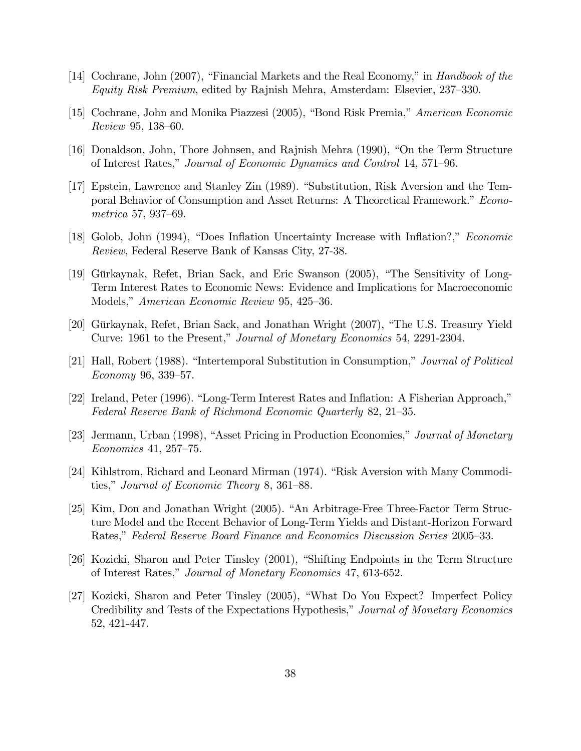[14] Cochrane, John (2007), "Financial Markets and the Real Economy," in *Handbook of the Equity Risk Premium*, edited by Rajnish Mehra, Amsterdam: Elsevier, 237–330.

[15] Cochrane, John and Monika Piazzesi (2005), "Bond Risk Premia," *American Economic Review* 95, 138–60.

[16] Donaldson, John, Thore Johnsen, and Rajnish Mehra (1990), "On the Term Structure of Interest Rates," *Journal of Economic Dynamics and Control* 14, 571–96.

[17] Epstein, Lawrence and Stanley Zin (1989). "Substitution, Risk Aversion and the Temporal Behavior of Consumption and Asset Returns: A Theoretical Framework." *Econometrica* 57, 937–69.

[18] Golob, John (1994), "Does Inflation Uncertainty Increase with Inflation?," *Economic Review*, Federal Reserve Bank of Kansas City, 27-38.

[19] Gürkaynak, Refet, Brian Sack, and Eric Swanson (2005), "The Sensitivity of Long-Term Interest Rates to Economic News: Evidence and Implications for Macroeconomic Models," *American Economic Review* 95, 425–36.

[20] Gürkaynak, Refet, Brian Sack, and Jonathan Wright (2007), "The U.S. Treasury Yield Curve: 1961 to the Present," *Journal of Monetary Economics* 54, 2291-2304.

[21] Hall, Robert (1988). "Intertemporal Substitution in Consumption," *Journal of Political Economy* 96, 339–57.

[22] Ireland, Peter (1996). "Long-Term Interest Rates and Inflation: A Fisherian Approach," *Federal Reserve Bank of Richmond Economic Quarterly* 82, 21–35.

[23] Jermann, Urban (1998), "Asset Pricing in Production Economies," *Journal of Monetary Economics* 41, 257–75.

[24] Kihlstrom, Richard and Leonard Mirman (1974). "Risk Aversion with Many Commodities," *Journal of Economic Theory* 8, 361–88.

[25] Kim, Don and Jonathan Wright (2005). "An Arbitrage-Free Three-Factor Term Structure Model and the Recent Behavior of Long-Term Yields and Distant-Horizon Forward Rates," *Federal Reserve Board Finance and Economics Discussion Series* 2005–33.

[26] Kozicki, Sharon and Peter Tinsley (2001), "Shifting Endpoints in the Term Structure of Interest Rates," *Journal of Monetary Economics* 47, 613-652.

[27] Kozicki, Sharon and Peter Tinsley (2005), "What Do You Expect? Imperfect Policy Credibility and Tests of the Expectations Hypothesis," *Journal of Monetary Economics* 52, 421-447.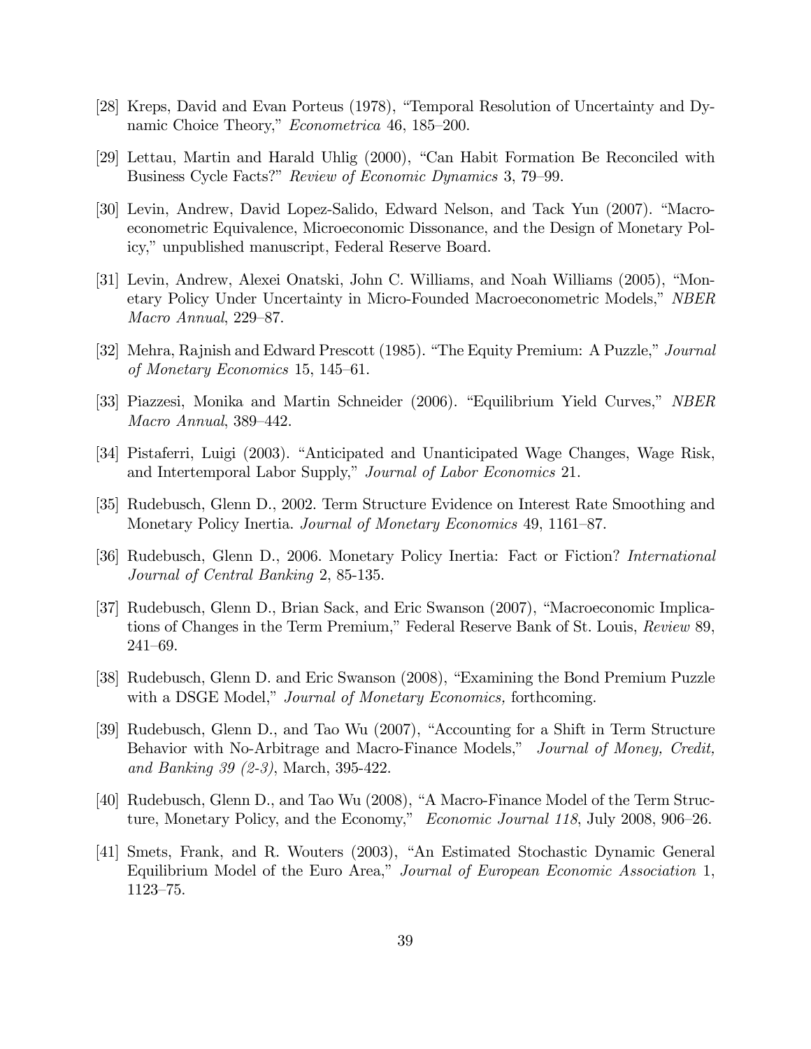[28] Kreps, David and Evan Porteus (1978), "Temporal Resolution of Uncertainty and Dynamic Choice Theory," *Econometrica* 46, 185–200.

[29] Lettau, Martin and Harald Uhlig (2000), "Can Habit Formation Be Reconciled with Business Cycle Facts?" *Review of Economic Dynamics* 3, 79–99.

[30] Levin, Andrew, David Lopez-Salido, Edward Nelson, and Tack Yun (2007). "Macroeconometric Equivalence, Microeconomic Dissonance, and the Design of Monetary Policy," unpublished manuscript, Federal Reserve Board.

[31] Levin, Andrew, Alexei Onatski, John C. Williams, and Noah Williams (2005), "Monetary Policy Under Uncertainty in Micro-Founded Macroeconometric Models," *NBER Macro Annual*, 229–87.

[32] Mehra, Rajnish and Edward Prescott (1985). "The Equity Premium: A Puzzle," *Journal of Monetary Economics* 15, 145–61.

[33] Piazzesi, Monika and Martin Schneider (2006). "Equilibrium Yield Curves," *NBER Macro Annual*, 389–442.

[34] Pistaferri, Luigi (2003). "Anticipated and Unanticipated Wage Changes, Wage Risk, and Intertemporal Labor Supply," *Journal of Labor Economics* 21.

[35] Rudebusch, Glenn D., 2002. Term Structure Evidence on Interest Rate Smoothing and Monetary Policy Inertia. *Journal of Monetary Economics* 49, 1161–87.

[36] Rudebusch, Glenn D., 2006. Monetary Policy Inertia: Fact or Fiction? *International Journal of Central Banking* 2, 85-135.

[37] Rudebusch, Glenn D., Brian Sack, and Eric Swanson (2007), "Macroeconomic Implications of Changes in the Term Premium," Federal Reserve Bank of St. Louis, *Review* 89, 241–69.

[38] Rudebusch, Glenn D. and Eric Swanson (2008), "Examining the Bond Premium Puzzle with a DSGE Model," *Journal of Monetary Economics,* forthcoming.

[39] Rudebusch, Glenn D., and Tao Wu (2007), "Accounting for a Shift in Term Structure Behavior with No-Arbitrage and Macro-Finance Models," *Journal of Money, Credit, and Banking 39 (2-3)*, March, 395-422.

[40] Rudebusch, Glenn D., and Tao Wu (2008), "A Macro-Finance Model of the Term Structure, Monetary Policy, and the Economy," *Economic Journal 118*, July 2008, 906–26.

[41] Smets, Frank, and R. Wouters (2003), "An Estimated Stochastic Dynamic General Equilibrium Model of the Euro Area," *Journal of European Economic Association* 1, 1123–75.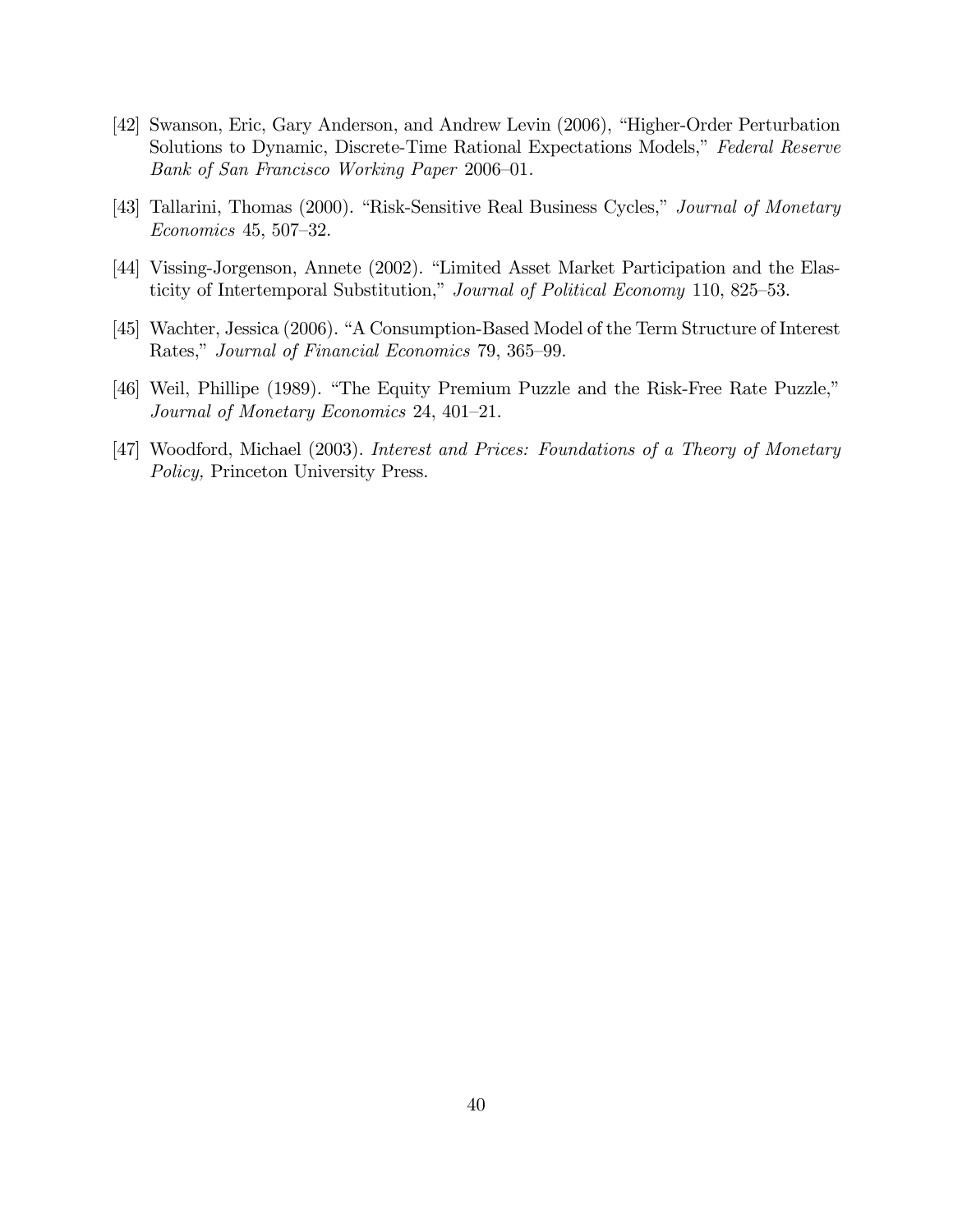[42] Swanson, Eric, Gary Anderson, and Andrew Levin (2006), "Higher-Order Perturbation Solutions to Dynamic, Discrete-Time Rational Expectations Models," *Federal Reserve Bank of San Francisco Working Paper* 2006–01.

[43] Tallarini, Thomas (2000). "Risk-Sensitive Real Business Cycles," *Journal of Monetary Economics* 45, 507–32.

[44] Vissing-Jorgenson, Annete (2002). "Limited Asset Market Participation and the Elasticity of Intertemporal Substitution," *Journal of Political Economy* 110, 825–53.

[45] Wachter, Jessica (2006). "A Consumption-Based Model of the Term Structure of Interest Rates," *Journal of Financial Economics* 79, 365–99.

[46] Weil, Phillipe (1989). "The Equity Premium Puzzle and the Risk-Free Rate Puzzle," *Journal of Monetary Economics* 24, 401–21.

[47] Woodford, Michael (2003). *Interest and Prices: Foundations of a Theory of Monetary Policy,* Princeton University Press.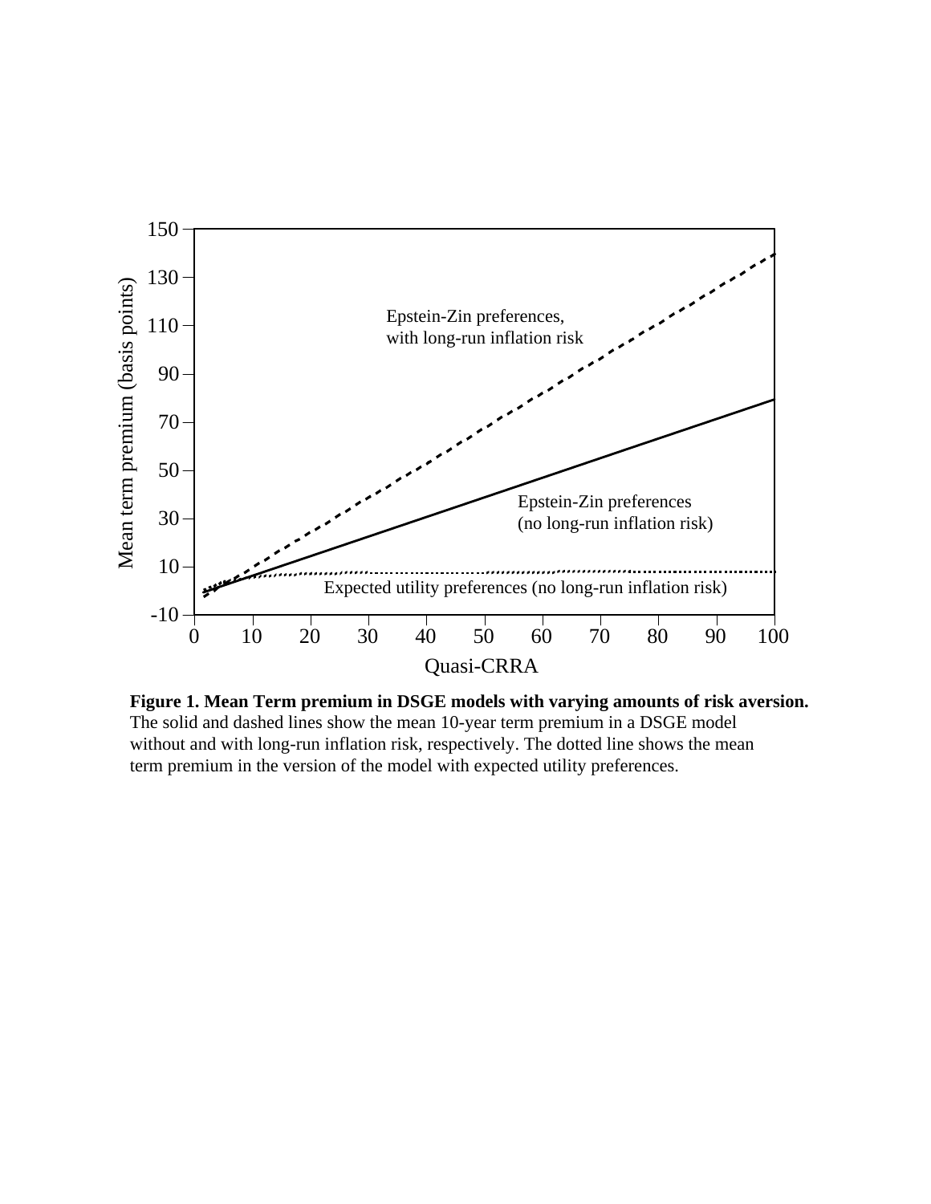**Figure 1. Mean Term premium in DSGE models with varying amounts of risk aversion.** The solid and dashed lines show the mean 10-year term premium in a DSGE model without and with long-run inflation risk, respectively. The dotted line shows the mean term premium in the version of the model with expected utility preferences.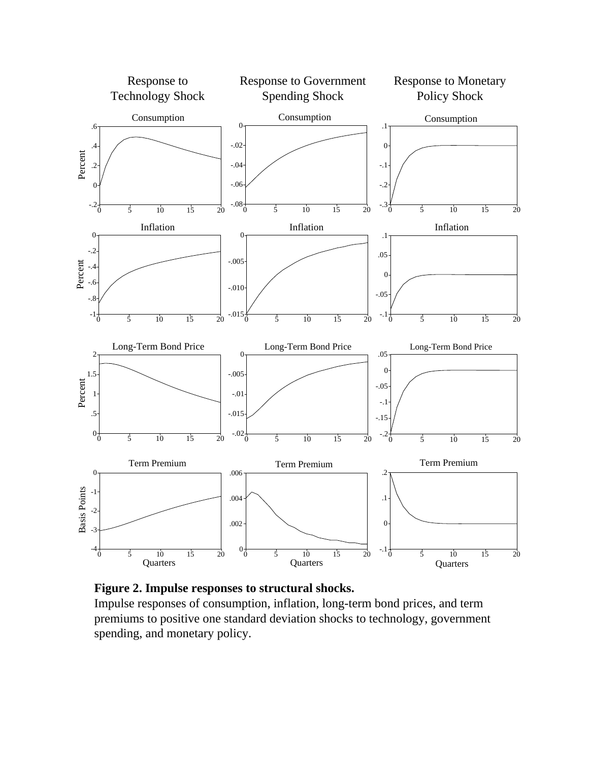Response to Technology Shock

Response to Government Spending Shock

Response to Monetary Policy Shock

Consumption

Percent

.6 .4 .2 0 -.2

0 -.02 -.04 -.06 -.08

.1 0 -.1 -.2 -.3

0 5 10 15 20

Inflation

Percent

0 -.2 -.4 -.6 -.8 -1

0 -.005 -.010 -.015

.1 .05 0 -.05 -.1

0 5 10 15 20

Long-Term Bond Price

Percent

2 1.5 1 .5 0

0 -.005 -.01 -.015 -.02

.05 0 -.05 -.1 -.15 -.2

0 5 10 15 20

Term Premium

Basis Points

0 -1 -2 -3 -4

.006 .004 .002 0

.2 .1 0 -.1

0 5 10 15 20

Quarters

**Figure 2. Impulse responses to structural shocks.**
Impulse responses of consumption, inflation, long-term bond prices, and term premiums to positive one standard deviation shocks to technology, government spending, and monetary policy.